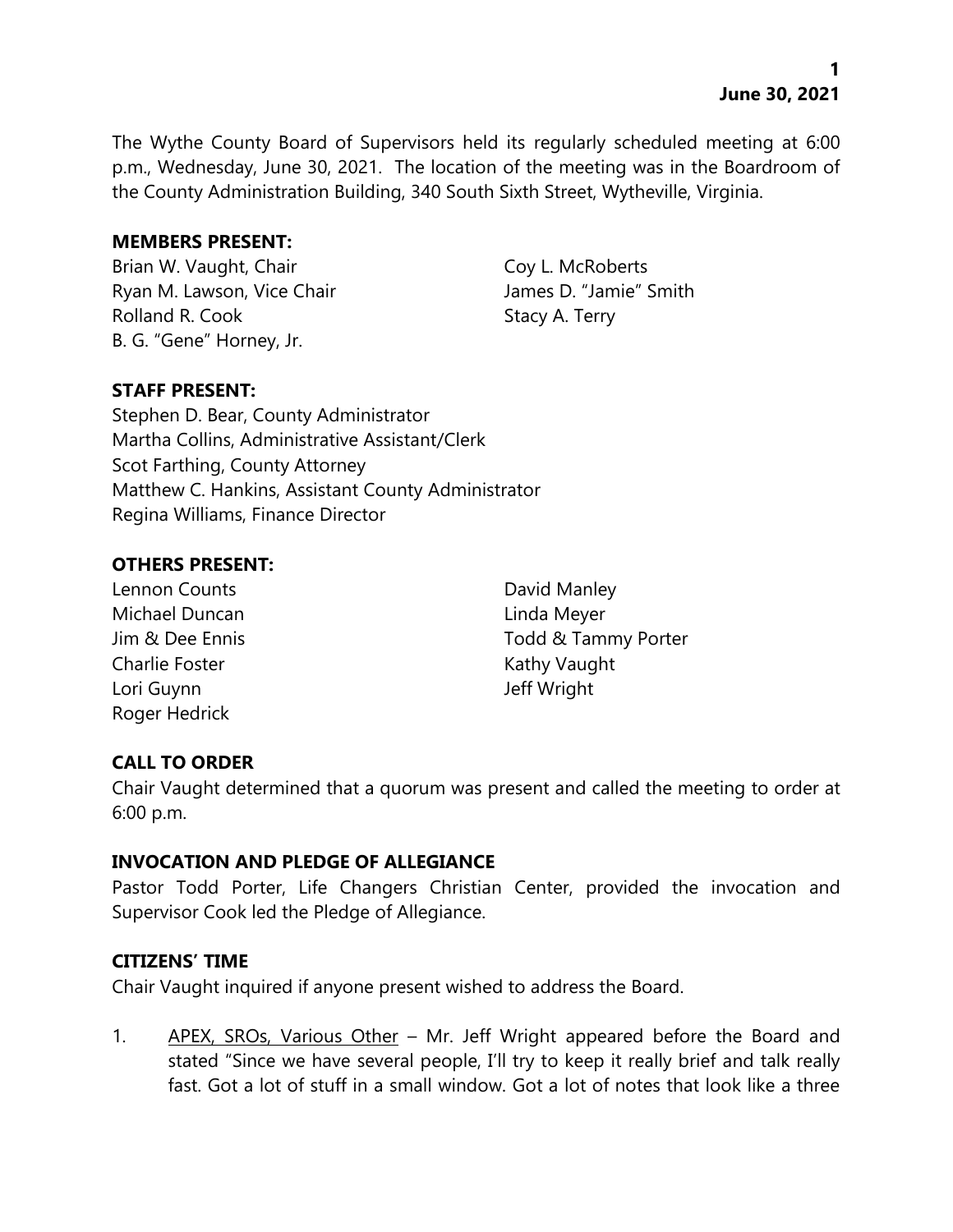The Wythe County Board of Supervisors held its regularly scheduled meeting at 6:00 p.m., Wednesday, June 30, 2021. The location of the meeting was in the Boardroom of the County Administration Building, 340 South Sixth Street, Wytheville, Virginia.

**MEMBERS PRESENT:**

Brian W. Vaught, Chair
Ryan M. Lawson, Vice Chair
Rolland R. Cook
B. G. "Gene" Horney, Jr.
Coy L. McRoberts
James D. "Jamie" Smith
Stacy A. Terry

**STAFF PRESENT:**

Stephen D. Bear, County Administrator
Martha Collins, Administrative Assistant/Clerk
Scot Farthing, County Attorney
Matthew C. Hankins, Assistant County Administrator
Regina Williams, Finance Director

**OTHERS PRESENT:**

Lennon Counts
Michael Duncan
Jim & Dee Ennis
Charlie Foster
Lori Guynn
Roger Hedrick
David Manley
Linda Meyer
Todd & Tammy Porter
Kathy Vaught
Jeff Wright

**CALL TO ORDER**

Chair Vaught determined that a quorum was present and called the meeting to order at 6:00 p.m.

**INVOCATION AND PLEDGE OF ALLEGIANCE**

Pastor Todd Porter, Life Changers Christian Center, provided the invocation and Supervisor Cook led the Pledge of Allegiance.

**CITIZENS' TIME**

Chair Vaught inquired if anyone present wished to address the Board.

1. APEX, SROs, Various Other – Mr. Jeff Wright appeared before the Board and stated "Since we have several people, I'll try to keep it really brief and talk really fast. Got a lot of stuff in a small window. Got a lot of notes that look like a three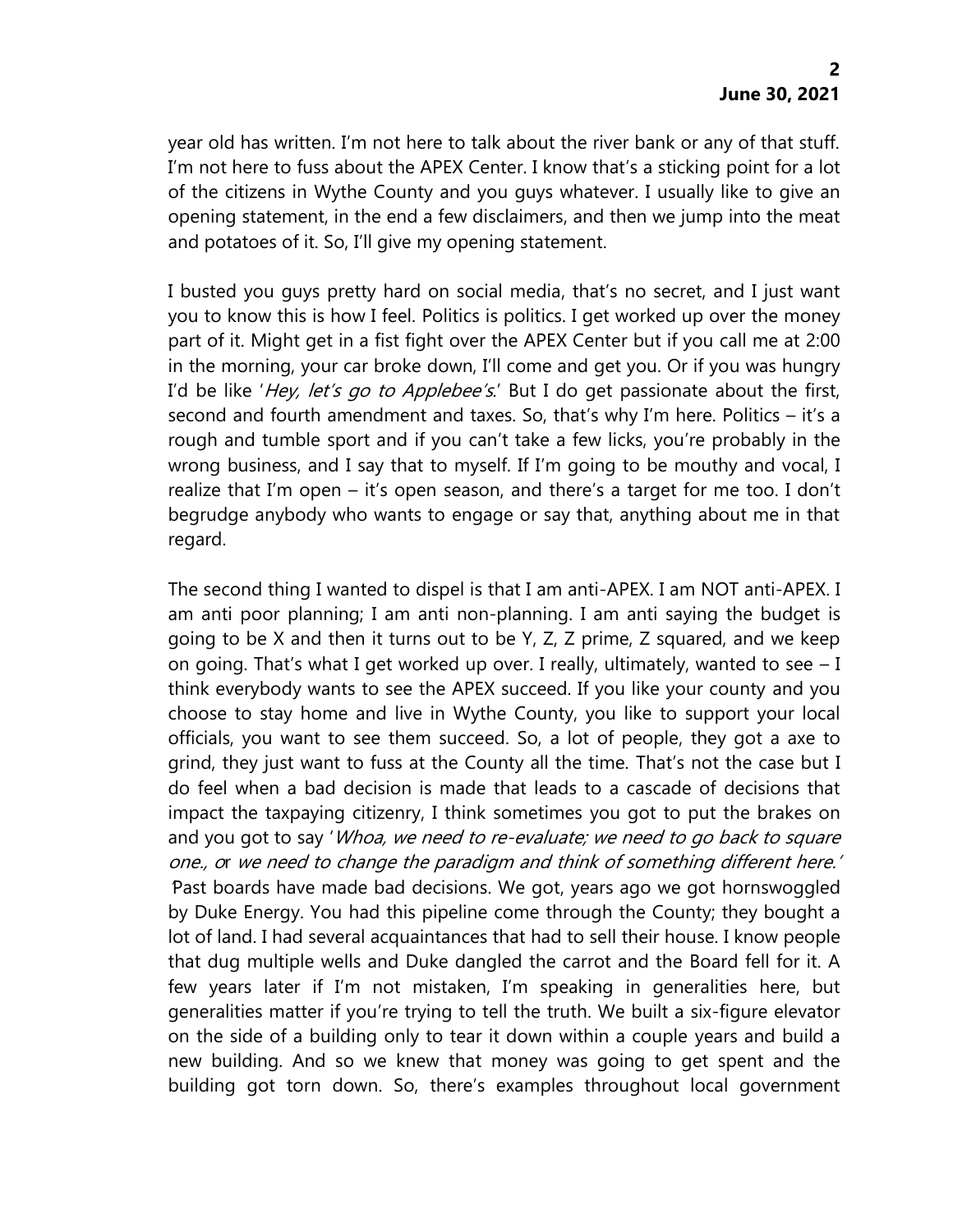year old has written. I'm not here to talk about the river bank or any of that stuff. I'm not here to fuss about the APEX Center. I know that's a sticking point for a lot of the citizens in Wythe County and you guys whatever. I usually like to give an opening statement, in the end a few disclaimers, and then we jump into the meat and potatoes of it. So, I'll give my opening statement.

I busted you guys pretty hard on social media, that's no secret, and I just want you to know this is how I feel. Politics is politics. I get worked up over the money part of it. Might get in a fist fight over the APEX Center but if you call me at 2:00 in the morning, your car broke down, I'll come and get you. Or if you was hungry I'd be like '*Hey, let's go to Applebee's*.' But I do get passionate about the first, second and fourth amendment and taxes. So, that's why I'm here. Politics – it's a rough and tumble sport and if you can't take a few licks, you're probably in the wrong business, and I say that to myself. If I'm going to be mouthy and vocal, I realize that I'm open – it's open season, and there's a target for me too. I don't begrudge anybody who wants to engage or say that, anything about me in that regard.

The second thing I wanted to dispel is that I am anti-APEX. I am NOT anti-APEX. I am anti poor planning; I am anti non-planning. I am anti saying the budget is going to be X and then it turns out to be Y, Z, Z prime, Z squared, and we keep on going. That's what I get worked up over. I really, ultimately, wanted to see – I think everybody wants to see the APEX succeed. If you like your county and you choose to stay home and live in Wythe County, you like to support your local officials, you want to see them succeed. So, a lot of people, they got a axe to grind, they just want to fuss at the County all the time. That's not the case but I do feel when a bad decision is made that leads to a cascade of decisions that impact the taxpaying citizenry, I think sometimes you got to put the brakes on and you got to say '*Whoa, we need to re-evaluate; we need to go back to square one.,* or *we need to change the paradigm and think of something different here.*' Past boards have made bad decisions. We got, years ago we got hornswoggled by Duke Energy. You had this pipeline come through the County; they bought a lot of land. I had several acquaintances that had to sell their house. I know people that dug multiple wells and Duke dangled the carrot and the Board fell for it. A few years later if I'm not mistaken, I'm speaking in generalities here, but generalities matter if you're trying to tell the truth. We built a six-figure elevator on the side of a building only to tear it down within a couple years and build a new building. And so we knew that money was going to get spent and the building got torn down. So, there's examples throughout local government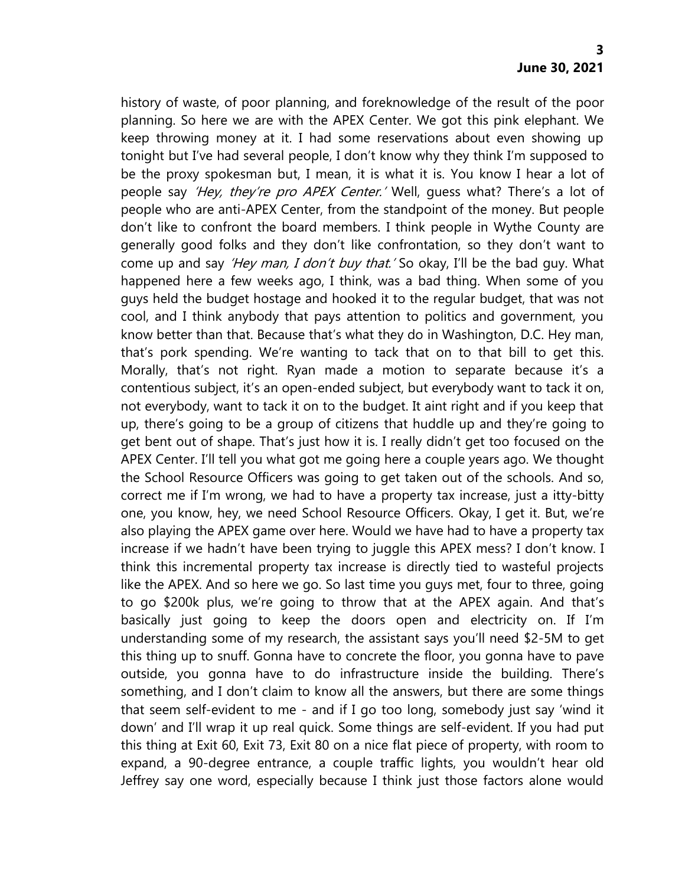history of waste, of poor planning, and foreknowledge of the result of the poor planning. So here we are with the APEX Center. We got this pink elephant. We keep throwing money at it. I had some reservations about even showing up tonight but I've had several people, I don't know why they think I'm supposed to be the proxy spokesman but, I mean, it is what it is. You know I hear a lot of people say *'Hey, they're pro APEX Center.'* Well, guess what? There's a lot of people who are anti-APEX Center, from the standpoint of the money. But people don't like to confront the board members. I think people in Wythe County are generally good folks and they don't like confrontation, so they don't want to come up and say *'Hey man, I don't buy that.'* So okay, I'll be the bad guy. What happened here a few weeks ago, I think, was a bad thing. When some of you guys held the budget hostage and hooked it to the regular budget, that was not cool, and I think anybody that pays attention to politics and government, you know better than that. Because that's what they do in Washington, D.C. Hey man, that's pork spending. We're wanting to tack that on to that bill to get this. Morally, that's not right. Ryan made a motion to separate because it's a contentious subject, it's an open-ended subject, but everybody want to tack it on, not everybody, want to tack it on to the budget. It aint right and if you keep that up, there's going to be a group of citizens that huddle up and they're going to get bent out of shape. That's just how it is. I really didn't get too focused on the APEX Center. I'll tell you what got me going here a couple years ago. We thought the School Resource Officers was going to get taken out of the schools. And so, correct me if I'm wrong, we had to have a property tax increase, just a itty-bitty one, you know, hey, we need School Resource Officers. Okay, I get it. But, we're also playing the APEX game over here. Would we have had to have a property tax increase if we hadn't have been trying to juggle this APEX mess? I don't know. I think this incremental property tax increase is directly tied to wasteful projects like the APEX. And so here we go. So last time you guys met, four to three, going to go $200k plus, we're going to throw that at the APEX again. And that's basically just going to keep the doors open and electricity on. If I'm understanding some of my research, the assistant says you'll need $2-5M to get this thing up to snuff. Gonna have to concrete the floor, you gonna have to pave outside, you gonna have to do infrastructure inside the building. There's something, and I don't claim to know all the answers, but there are some things that seem self-evident to me - and if I go too long, somebody just say 'wind it down' and I'll wrap it up real quick. Some things are self-evident. If you had put this thing at Exit 60, Exit 73, Exit 80 on a nice flat piece of property, with room to expand, a 90-degree entrance, a couple traffic lights, you wouldn't hear old Jeffrey say one word, especially because I think just those factors alone would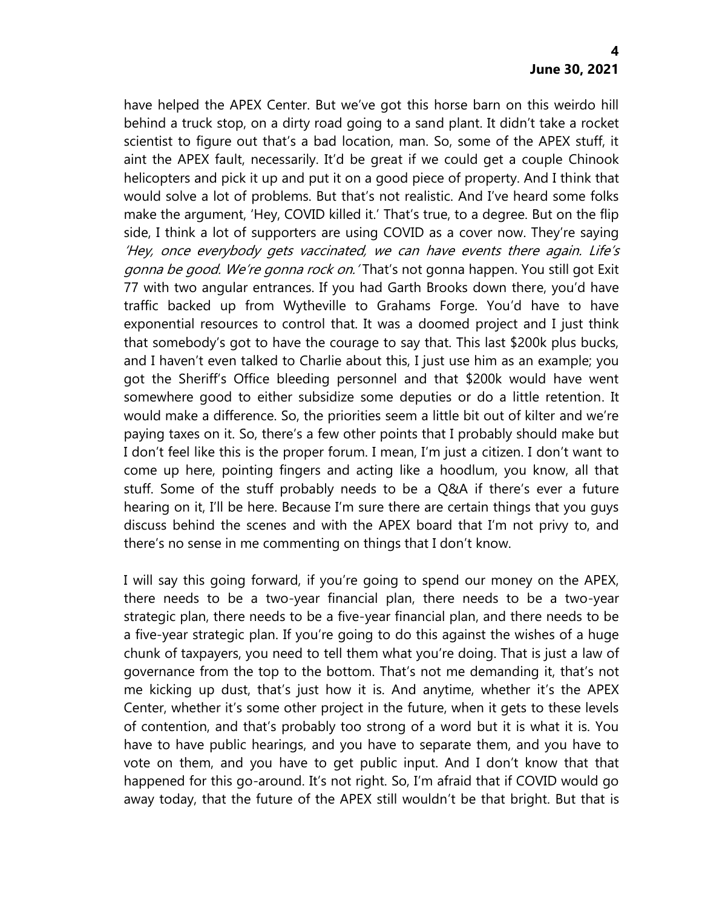have helped the APEX Center. But we've got this horse barn on this weirdo hill behind a truck stop, on a dirty road going to a sand plant. It didn't take a rocket scientist to figure out that's a bad location, man. So, some of the APEX stuff, it aint the APEX fault, necessarily. It'd be great if we could get a couple Chinook helicopters and pick it up and put it on a good piece of property. And I think that would solve a lot of problems. But that's not realistic. And I've heard some folks make the argument, 'Hey, COVID killed it.' That's true, to a degree. But on the flip side, I think a lot of supporters are using COVID as a cover now. They're saying *'Hey, once everybody gets vaccinated, we can have events there again. Life's gonna be good. We're gonna rock on.'* That's not gonna happen. You still got Exit 77 with two angular entrances. If you had Garth Brooks down there, you'd have traffic backed up from Wytheville to Grahams Forge. You'd have to have exponential resources to control that. It was a doomed project and I just think that somebody's got to have the courage to say that. This last $200k plus bucks, and I haven't even talked to Charlie about this, I just use him as an example; you got the Sheriff's Office bleeding personnel and that $200k would have went somewhere good to either subsidize some deputies or do a little retention. It would make a difference. So, the priorities seem a little bit out of kilter and we're paying taxes on it. So, there's a few other points that I probably should make but I don't feel like this is the proper forum. I mean, I'm just a citizen. I don't want to come up here, pointing fingers and acting like a hoodlum, you know, all that stuff. Some of the stuff probably needs to be a Q&A if there's ever a future hearing on it, I'll be here. Because I'm sure there are certain things that you guys discuss behind the scenes and with the APEX board that I'm not privy to, and there's no sense in me commenting on things that I don't know.

I will say this going forward, if you're going to spend our money on the APEX, there needs to be a two-year financial plan, there needs to be a two-year strategic plan, there needs to be a five-year financial plan, and there needs to be a five-year strategic plan. If you're going to do this against the wishes of a huge chunk of taxpayers, you need to tell them what you're doing. That is just a law of governance from the top to the bottom. That's not me demanding it, that's not me kicking up dust, that's just how it is. And anytime, whether it's the APEX Center, whether it's some other project in the future, when it gets to these levels of contention, and that's probably too strong of a word but it is what it is. You have to have public hearings, and you have to separate them, and you have to vote on them, and you have to get public input. And I don't know that that happened for this go-around. It's not right. So, I'm afraid that if COVID would go away today, that the future of the APEX still wouldn't be that bright. But that is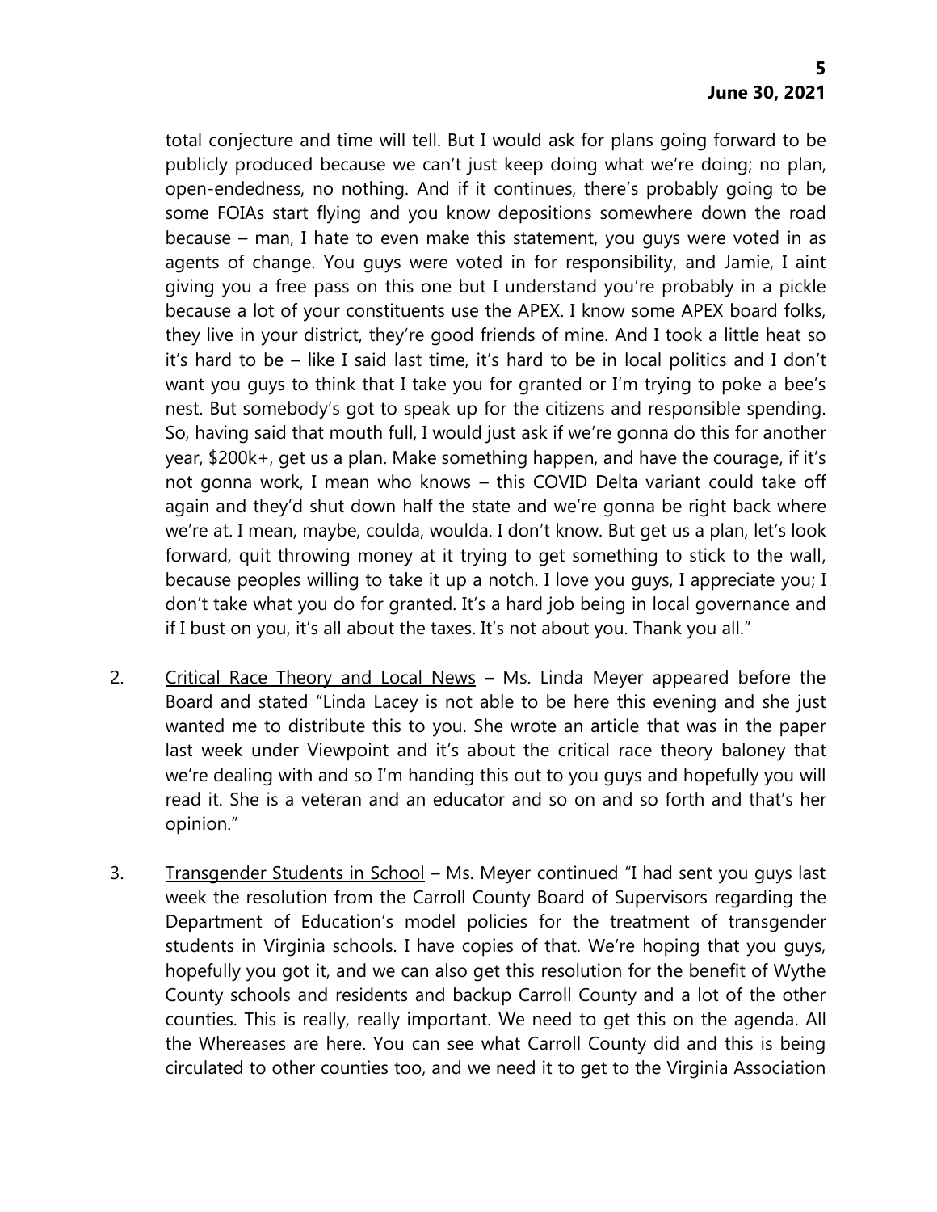total conjecture and time will tell. But I would ask for plans going forward to be publicly produced because we can't just keep doing what we're doing; no plan, open-endedness, no nothing. And if it continues, there's probably going to be some FOIAs start flying and you know depositions somewhere down the road because – man, I hate to even make this statement, you guys were voted in as agents of change. You guys were voted in for responsibility, and Jamie, I aint giving you a free pass on this one but I understand you're probably in a pickle because a lot of your constituents use the APEX. I know some APEX board folks, they live in your district, they're good friends of mine. And I took a little heat so it's hard to be – like I said last time, it's hard to be in local politics and I don't want you guys to think that I take you for granted or I'm trying to poke a bee's nest. But somebody's got to speak up for the citizens and responsible spending. So, having said that mouth full, I would just ask if we're gonna do this for another year, $200k+, get us a plan. Make something happen, and have the courage, if it's not gonna work, I mean who knows – this COVID Delta variant could take off again and they'd shut down half the state and we're gonna be right back where we're at. I mean, maybe, coulda, woulda. I don't know. But get us a plan, let's look forward, quit throwing money at it trying to get something to stick to the wall, because peoples willing to take it up a notch. I love you guys, I appreciate you; I don't take what you do for granted. It's a hard job being in local governance and if I bust on you, it's all about the taxes. It's not about you. Thank you all."

2. Critical Race Theory and Local News – Ms. Linda Meyer appeared before the Board and stated "Linda Lacey is not able to be here this evening and she just wanted me to distribute this to you. She wrote an article that was in the paper last week under Viewpoint and it's about the critical race theory baloney that we're dealing with and so I'm handing this out to you guys and hopefully you will read it. She is a veteran and an educator and so on and so forth and that's her opinion."

3. Transgender Students in School – Ms. Meyer continued "I had sent you guys last week the resolution from the Carroll County Board of Supervisors regarding the Department of Education's model policies for the treatment of transgender students in Virginia schools. I have copies of that. We're hoping that you guys, hopefully you got it, and we can also get this resolution for the benefit of Wythe County schools and residents and backup Carroll County and a lot of the other counties. This is really, really important. We need to get this on the agenda. All the Whereases are here. You can see what Carroll County did and this is being circulated to other counties too, and we need it to get to the Virginia Association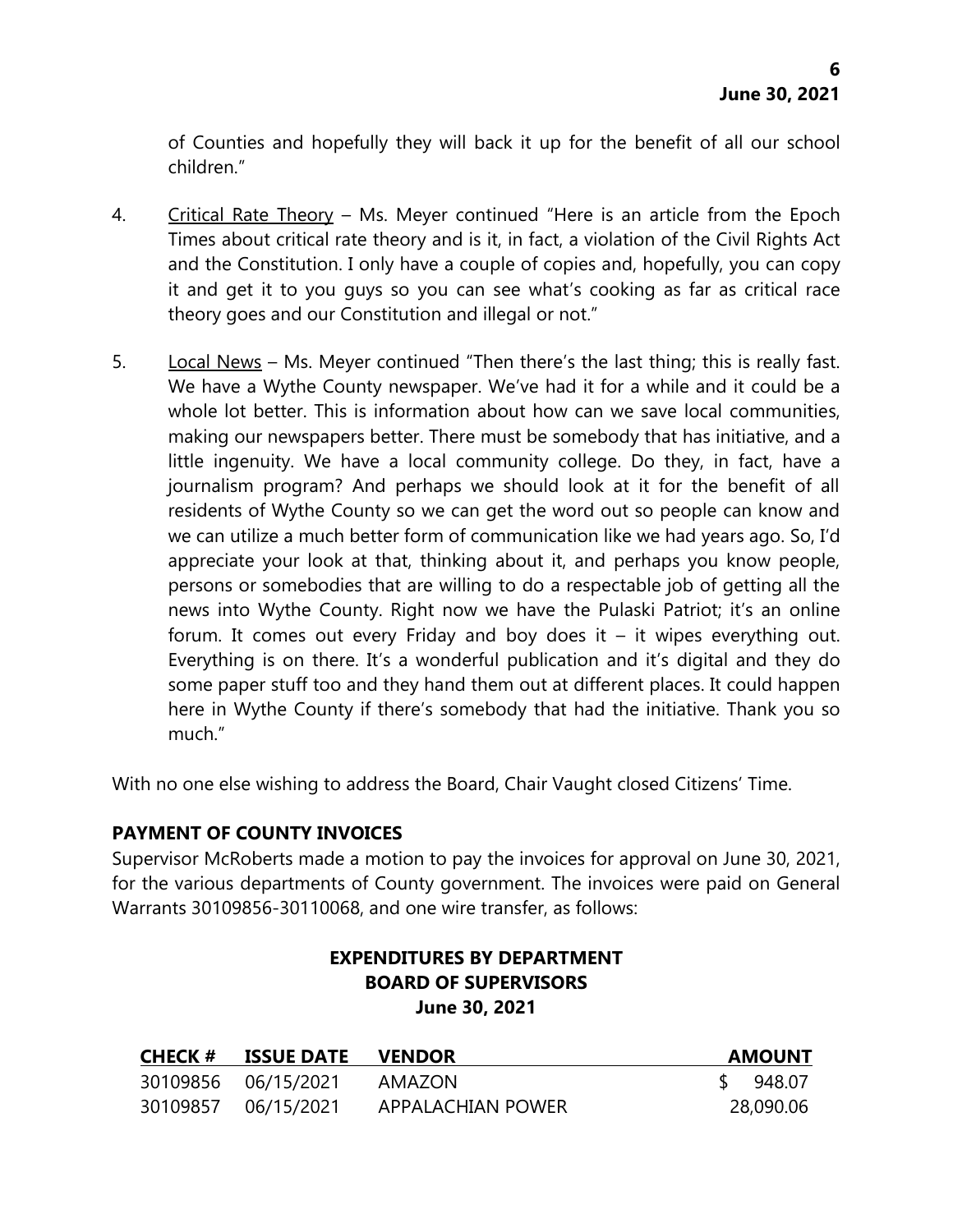of Counties and hopefully they will back it up for the benefit of all our school children."

4. Critical Rate Theory – Ms. Meyer continued "Here is an article from the Epoch Times about critical rate theory and is it, in fact, a violation of the Civil Rights Act and the Constitution. I only have a couple of copies and, hopefully, you can copy it and get it to you guys so you can see what's cooking as far as critical race theory goes and our Constitution and illegal or not."

5. Local News – Ms. Meyer continued "Then there's the last thing; this is really fast. We have a Wythe County newspaper. We've had it for a while and it could be a whole lot better. This is information about how can we save local communities, making our newspapers better. There must be somebody that has initiative, and a little ingenuity. We have a local community college. Do they, in fact, have a journalism program? And perhaps we should look at it for the benefit of all residents of Wythe County so we can get the word out so people can know and we can utilize a much better form of communication like we had years ago. So, I'd appreciate your look at that, thinking about it, and perhaps you know people, persons or somebodies that are willing to do a respectable job of getting all the news into Wythe County. Right now we have the Pulaski Patriot; it's an online forum. It comes out every Friday and boy does it – it wipes everything out. Everything is on there. It's a wonderful publication and it's digital and they do some paper stuff too and they hand them out at different places. It could happen here in Wythe County if there's somebody that had the initiative. Thank you so much."

With no one else wishing to address the Board, Chair Vaught closed Citizens' Time.

## PAYMENT OF COUNTY INVOICES

Supervisor McRoberts made a motion to pay the invoices for approval on June 30, 2021, for the various departments of County government. The invoices were paid on General Warrants 30109856-30110068, and one wire transfer, as follows:

### EXPENDITURES BY DEPARTMENT
### BOARD OF SUPERVISORS
### June 30, 2021

| CHECK # | ISSUE DATE | VENDOR | AMOUNT |
|---|---|---|---|
| 30109856 | 06/15/2021 | AMAZON | $ 948.07 |
| 30109857 | 06/15/2021 | APPALACHIAN POWER | 28,090.06 |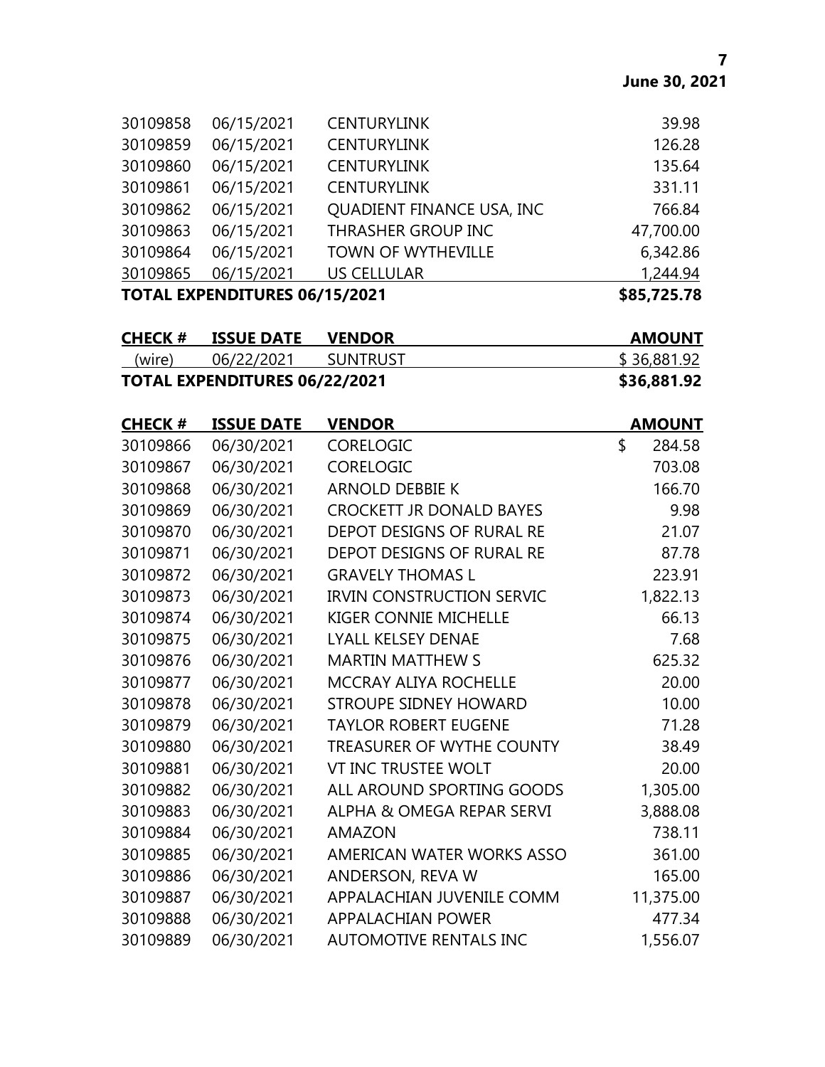| CHECK # | ISSUE DATE | VENDOR | AMOUNT |
|---|---|---|---|
| 30109858 | 06/15/2021 | CENTURYLINK | 39.98 |
| 30109859 | 06/15/2021 | CENTURYLINK | 126.28 |
| 30109860 | 06/15/2021 | CENTURYLINK | 135.64 |
| 30109861 | 06/15/2021 | CENTURYLINK | 331.11 |
| 30109862 | 06/15/2021 | QUADIENT FINANCE USA, INC | 766.84 |
| 30109863 | 06/15/2021 | THRASHER GROUP INC | 47,700.00 |
| 30109864 | 06/15/2021 | TOWN OF WYTHEVILLE | 6,342.86 |
| 30109865 | 06/15/2021 | US CELLULAR | 1,244.94 |
| **TOTAL EXPENDITURES 06/15/2021** | | | **$85,725.78** |

| CHECK # | ISSUE DATE | VENDOR | AMOUNT |
|---|---|---|---|
| (wire) | 06/22/2021 | SUNTRUST | $ 36,881.92 |
| **TOTAL EXPENDITURES 06/22/2021** | | | **$36,881.92** |

| CHECK # | ISSUE DATE | VENDOR | AMOUNT |
|---|---|---|---|
| 30109866 | 06/30/2021 | CORELOGIC | $ 284.58 |
| 30109867 | 06/30/2021 | CORELOGIC | 703.08 |
| 30109868 | 06/30/2021 | ARNOLD DEBBIE K | 166.70 |
| 30109869 | 06/30/2021 | CROCKETT JR DONALD BAYES | 9.98 |
| 30109870 | 06/30/2021 | DEPOT DESIGNS OF RURAL RE | 21.07 |
| 30109871 | 06/30/2021 | DEPOT DESIGNS OF RURAL RE | 87.78 |
| 30109872 | 06/30/2021 | GRAVELY THOMAS L | 223.91 |
| 30109873 | 06/30/2021 | IRVIN CONSTRUCTION SERVIC | 1,822.13 |
| 30109874 | 06/30/2021 | KIGER CONNIE MICHELLE | 66.13 |
| 30109875 | 06/30/2021 | LYALL KELSEY DENAE | 7.68 |
| 30109876 | 06/30/2021 | MARTIN MATTHEW S | 625.32 |
| 30109877 | 06/30/2021 | MCCRAY ALIYA ROCHELLE | 20.00 |
| 30109878 | 06/30/2021 | STROUPE SIDNEY HOWARD | 10.00 |
| 30109879 | 06/30/2021 | TAYLOR ROBERT EUGENE | 71.28 |
| 30109880 | 06/30/2021 | TREASURER OF WYTHE COUNTY | 38.49 |
| 30109881 | 06/30/2021 | VT INC TRUSTEE WOLT | 20.00 |
| 30109882 | 06/30/2021 | ALL AROUND SPORTING GOODS | 1,305.00 |
| 30109883 | 06/30/2021 | ALPHA & OMEGA REPAR SERVI | 3,888.08 |
| 30109884 | 06/30/2021 | AMAZON | 738.11 |
| 30109885 | 06/30/2021 | AMERICAN WATER WORKS ASSO | 361.00 |
| 30109886 | 06/30/2021 | ANDERSON, REVA W | 165.00 |
| 30109887 | 06/30/2021 | APPALACHIAN JUVENILE COMM | 11,375.00 |
| 30109888 | 06/30/2021 | APPALACHIAN POWER | 477.34 |
| 30109889 | 06/30/2021 | AUTOMOTIVE RENTALS INC | 1,556.07 |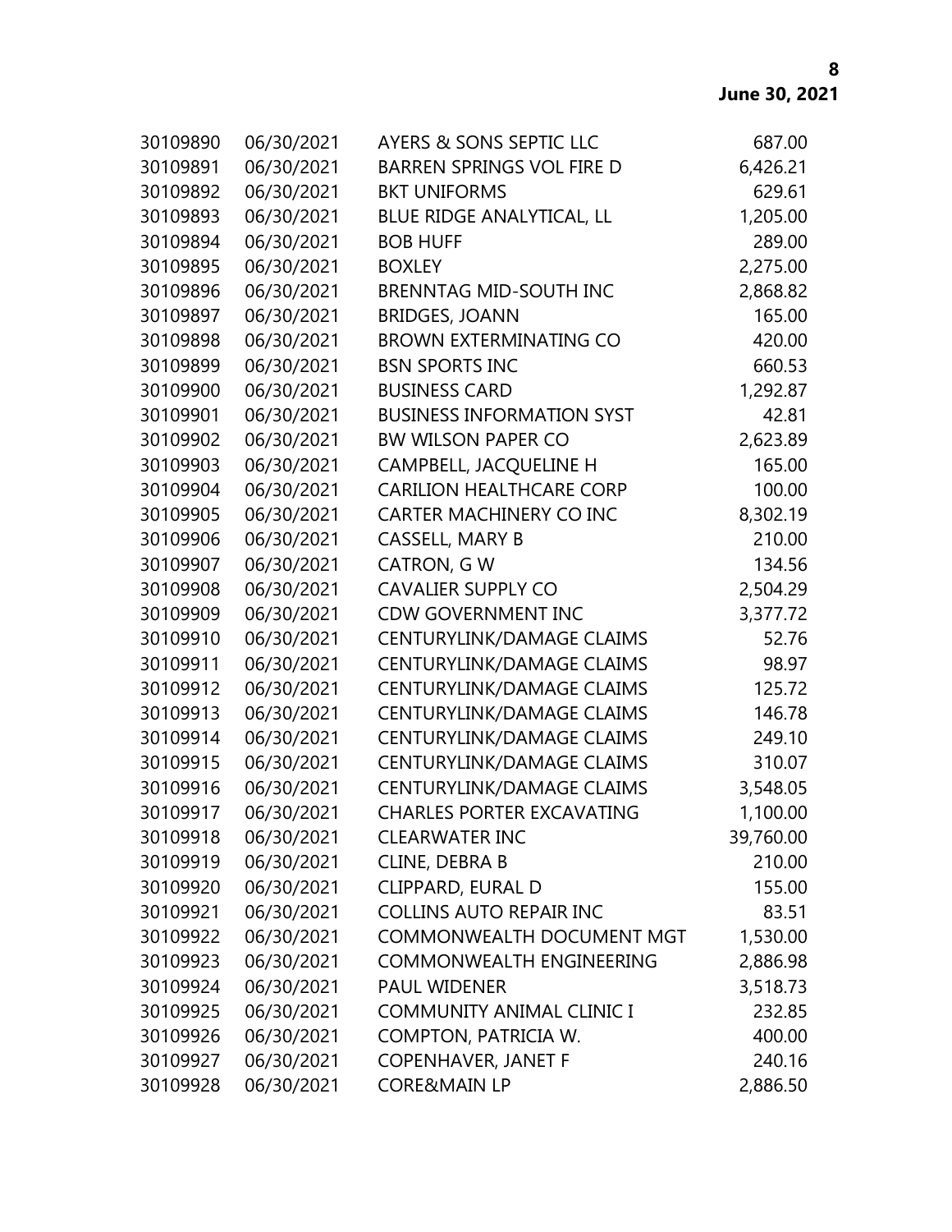| | | | |
|---|---|---|---|
| 30109890 | 06/30/2021 | AYERS & SONS SEPTIC LLC | 687.00 |
| 30109891 | 06/30/2021 | BARREN SPRINGS VOL FIRE D | 6,426.21 |
| 30109892 | 06/30/2021 | BKT UNIFORMS | 629.61 |
| 30109893 | 06/30/2021 | BLUE RIDGE ANALYTICAL, LL | 1,205.00 |
| 30109894 | 06/30/2021 | BOB HUFF | 289.00 |
| 30109895 | 06/30/2021 | BOXLEY | 2,275.00 |
| 30109896 | 06/30/2021 | BRENNTAG MID-SOUTH INC | 2,868.82 |
| 30109897 | 06/30/2021 | BRIDGES, JOANN | 165.00 |
| 30109898 | 06/30/2021 | BROWN EXTERMINATING CO | 420.00 |
| 30109899 | 06/30/2021 | BSN SPORTS INC | 660.53 |
| 30109900 | 06/30/2021 | BUSINESS CARD | 1,292.87 |
| 30109901 | 06/30/2021 | BUSINESS INFORMATION SYST | 42.81 |
| 30109902 | 06/30/2021 | BW WILSON PAPER CO | 2,623.89 |
| 30109903 | 06/30/2021 | CAMPBELL, JACQUELINE H | 165.00 |
| 30109904 | 06/30/2021 | CARILION HEALTHCARE CORP | 100.00 |
| 30109905 | 06/30/2021 | CARTER MACHINERY CO INC | 8,302.19 |
| 30109906 | 06/30/2021 | CASSELL, MARY B | 210.00 |
| 30109907 | 06/30/2021 | CATRON, G W | 134.56 |
| 30109908 | 06/30/2021 | CAVALIER SUPPLY CO | 2,504.29 |
| 30109909 | 06/30/2021 | CDW GOVERNMENT INC | 3,377.72 |
| 30109910 | 06/30/2021 | CENTURYLINK/DAMAGE CLAIMS | 52.76 |
| 30109911 | 06/30/2021 | CENTURYLINK/DAMAGE CLAIMS | 98.97 |
| 30109912 | 06/30/2021 | CENTURYLINK/DAMAGE CLAIMS | 125.72 |
| 30109913 | 06/30/2021 | CENTURYLINK/DAMAGE CLAIMS | 146.78 |
| 30109914 | 06/30/2021 | CENTURYLINK/DAMAGE CLAIMS | 249.10 |
| 30109915 | 06/30/2021 | CENTURYLINK/DAMAGE CLAIMS | 310.07 |
| 30109916 | 06/30/2021 | CENTURYLINK/DAMAGE CLAIMS | 3,548.05 |
| 30109917 | 06/30/2021 | CHARLES PORTER EXCAVATING | 1,100.00 |
| 30109918 | 06/30/2021 | CLEARWATER INC | 39,760.00 |
| 30109919 | 06/30/2021 | CLINE, DEBRA B | 210.00 |
| 30109920 | 06/30/2021 | CLIPPARD, EURAL D | 155.00 |
| 30109921 | 06/30/2021 | COLLINS AUTO REPAIR INC | 83.51 |
| 30109922 | 06/30/2021 | COMMONWEALTH DOCUMENT MGT | 1,530.00 |
| 30109923 | 06/30/2021 | COMMONWEALTH ENGINEERING | 2,886.98 |
| 30109924 | 06/30/2021 | PAUL WIDENER | 3,518.73 |
| 30109925 | 06/30/2021 | COMMUNITY ANIMAL CLINIC I | 232.85 |
| 30109926 | 06/30/2021 | COMPTON, PATRICIA W. | 400.00 |
| 30109927 | 06/30/2021 | COPENHAVER, JANET F | 240.16 |
| 30109928 | 06/30/2021 | CORE&MAIN LP | 2,886.50 |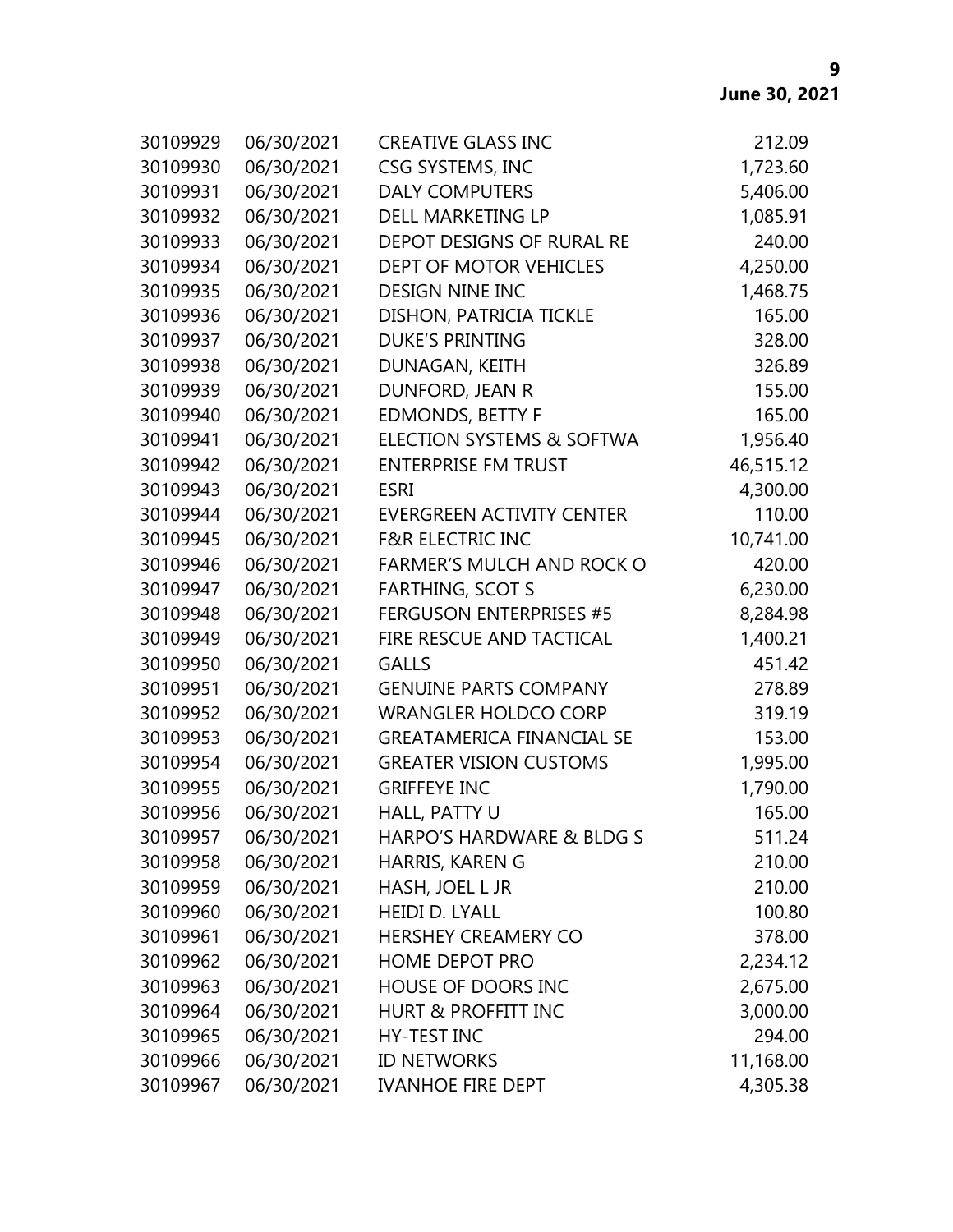| | | | |
|---|---|---|---|
| 30109929 | 06/30/2021 | CREATIVE GLASS INC | 212.09 |
| 30109930 | 06/30/2021 | CSG SYSTEMS, INC | 1,723.60 |
| 30109931 | 06/30/2021 | DALY COMPUTERS | 5,406.00 |
| 30109932 | 06/30/2021 | DELL MARKETING LP | 1,085.91 |
| 30109933 | 06/30/2021 | DEPOT DESIGNS OF RURAL RE | 240.00 |
| 30109934 | 06/30/2021 | DEPT OF MOTOR VEHICLES | 4,250.00 |
| 30109935 | 06/30/2021 | DESIGN NINE INC | 1,468.75 |
| 30109936 | 06/30/2021 | DISHON, PATRICIA TICKLE | 165.00 |
| 30109937 | 06/30/2021 | DUKE'S PRINTING | 328.00 |
| 30109938 | 06/30/2021 | DUNAGAN, KEITH | 326.89 |
| 30109939 | 06/30/2021 | DUNFORD, JEAN R | 155.00 |
| 30109940 | 06/30/2021 | EDMONDS, BETTY F | 165.00 |
| 30109941 | 06/30/2021 | ELECTION SYSTEMS & SOFTWA | 1,956.40 |
| 30109942 | 06/30/2021 | ENTERPRISE FM TRUST | 46,515.12 |
| 30109943 | 06/30/2021 | ESRI | 4,300.00 |
| 30109944 | 06/30/2021 | EVERGREEN ACTIVITY CENTER | 110.00 |
| 30109945 | 06/30/2021 | F&R ELECTRIC INC | 10,741.00 |
| 30109946 | 06/30/2021 | FARMER'S MULCH AND ROCK O | 420.00 |
| 30109947 | 06/30/2021 | FARTHING, SCOT S | 6,230.00 |
| 30109948 | 06/30/2021 | FERGUSON ENTERPRISES #5 | 8,284.98 |
| 30109949 | 06/30/2021 | FIRE RESCUE AND TACTICAL | 1,400.21 |
| 30109950 | 06/30/2021 | GALLS | 451.42 |
| 30109951 | 06/30/2021 | GENUINE PARTS COMPANY | 278.89 |
| 30109952 | 06/30/2021 | WRANGLER HOLDCO CORP | 319.19 |
| 30109953 | 06/30/2021 | GREATAMERICA FINANCIAL SE | 153.00 |
| 30109954 | 06/30/2021 | GREATER VISION CUSTOMS | 1,995.00 |
| 30109955 | 06/30/2021 | GRIFFEYE INC | 1,790.00 |
| 30109956 | 06/30/2021 | HALL, PATTY U | 165.00 |
| 30109957 | 06/30/2021 | HARPO'S HARDWARE & BLDG S | 511.24 |
| 30109958 | 06/30/2021 | HARRIS, KAREN G | 210.00 |
| 30109959 | 06/30/2021 | HASH, JOEL L JR | 210.00 |
| 30109960 | 06/30/2021 | HEIDI D. LYALL | 100.80 |
| 30109961 | 06/30/2021 | HERSHEY CREAMERY CO | 378.00 |
| 30109962 | 06/30/2021 | HOME DEPOT PRO | 2,234.12 |
| 30109963 | 06/30/2021 | HOUSE OF DOORS INC | 2,675.00 |
| 30109964 | 06/30/2021 | HURT & PROFFITT INC | 3,000.00 |
| 30109965 | 06/30/2021 | HY-TEST INC | 294.00 |
| 30109966 | 06/30/2021 | ID NETWORKS | 11,168.00 |
| 30109967 | 06/30/2021 | IVANHOE FIRE DEPT | 4,305.38 |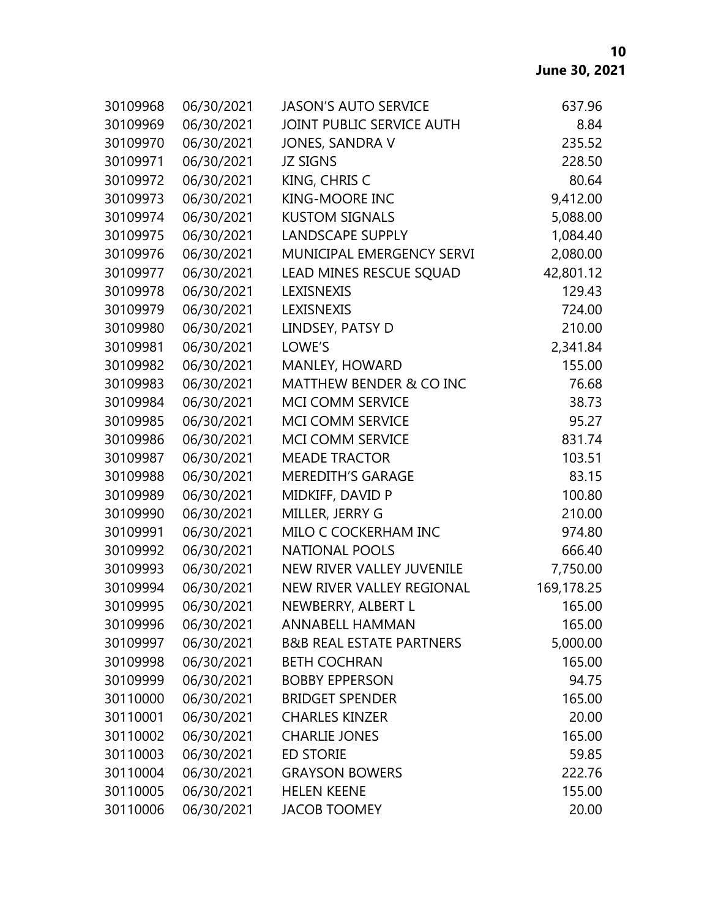| | | | |
|---|---|---|---|
| 30109968 | 06/30/2021 | JASON'S AUTO SERVICE | 637.96 |
| 30109969 | 06/30/2021 | JOINT PUBLIC SERVICE AUTH | 8.84 |
| 30109970 | 06/30/2021 | JONES, SANDRA V | 235.52 |
| 30109971 | 06/30/2021 | JZ SIGNS | 228.50 |
| 30109972 | 06/30/2021 | KING, CHRIS C | 80.64 |
| 30109973 | 06/30/2021 | KING-MOORE INC | 9,412.00 |
| 30109974 | 06/30/2021 | KUSTOM SIGNALS | 5,088.00 |
| 30109975 | 06/30/2021 | LANDSCAPE SUPPLY | 1,084.40 |
| 30109976 | 06/30/2021 | MUNICIPAL EMERGENCY SERVI | 2,080.00 |
| 30109977 | 06/30/2021 | LEAD MINES RESCUE SQUAD | 42,801.12 |
| 30109978 | 06/30/2021 | LEXISNEXIS | 129.43 |
| 30109979 | 06/30/2021 | LEXISNEXIS | 724.00 |
| 30109980 | 06/30/2021 | LINDSEY, PATSY D | 210.00 |
| 30109981 | 06/30/2021 | LOWE'S | 2,341.84 |
| 30109982 | 06/30/2021 | MANLEY, HOWARD | 155.00 |
| 30109983 | 06/30/2021 | MATTHEW BENDER & CO INC | 76.68 |
| 30109984 | 06/30/2021 | MCI COMM SERVICE | 38.73 |
| 30109985 | 06/30/2021 | MCI COMM SERVICE | 95.27 |
| 30109986 | 06/30/2021 | MCI COMM SERVICE | 831.74 |
| 30109987 | 06/30/2021 | MEADE TRACTOR | 103.51 |
| 30109988 | 06/30/2021 | MEREDITH'S GARAGE | 83.15 |
| 30109989 | 06/30/2021 | MIDKIFF, DAVID P | 100.80 |
| 30109990 | 06/30/2021 | MILLER, JERRY G | 210.00 |
| 30109991 | 06/30/2021 | MILO C COCKERHAM INC | 974.80 |
| 30109992 | 06/30/2021 | NATIONAL POOLS | 666.40 |
| 30109993 | 06/30/2021 | NEW RIVER VALLEY JUVENILE | 7,750.00 |
| 30109994 | 06/30/2021 | NEW RIVER VALLEY REGIONAL | 169,178.25 |
| 30109995 | 06/30/2021 | NEWBERRY, ALBERT L | 165.00 |
| 30109996 | 06/30/2021 | ANNABELL HAMMAN | 165.00 |
| 30109997 | 06/30/2021 | B&B REAL ESTATE PARTNERS | 5,000.00 |
| 30109998 | 06/30/2021 | BETH COCHRAN | 165.00 |
| 30109999 | 06/30/2021 | BOBBY EPPERSON | 94.75 |
| 30110000 | 06/30/2021 | BRIDGET SPENDER | 165.00 |
| 30110001 | 06/30/2021 | CHARLES KINZER | 20.00 |
| 30110002 | 06/30/2021 | CHARLIE JONES | 165.00 |
| 30110003 | 06/30/2021 | ED STORIE | 59.85 |
| 30110004 | 06/30/2021 | GRAYSON BOWERS | 222.76 |
| 30110005 | 06/30/2021 | HELEN KEENE | 155.00 |
| 30110006 | 06/30/2021 | JACOB TOOMEY | 20.00 |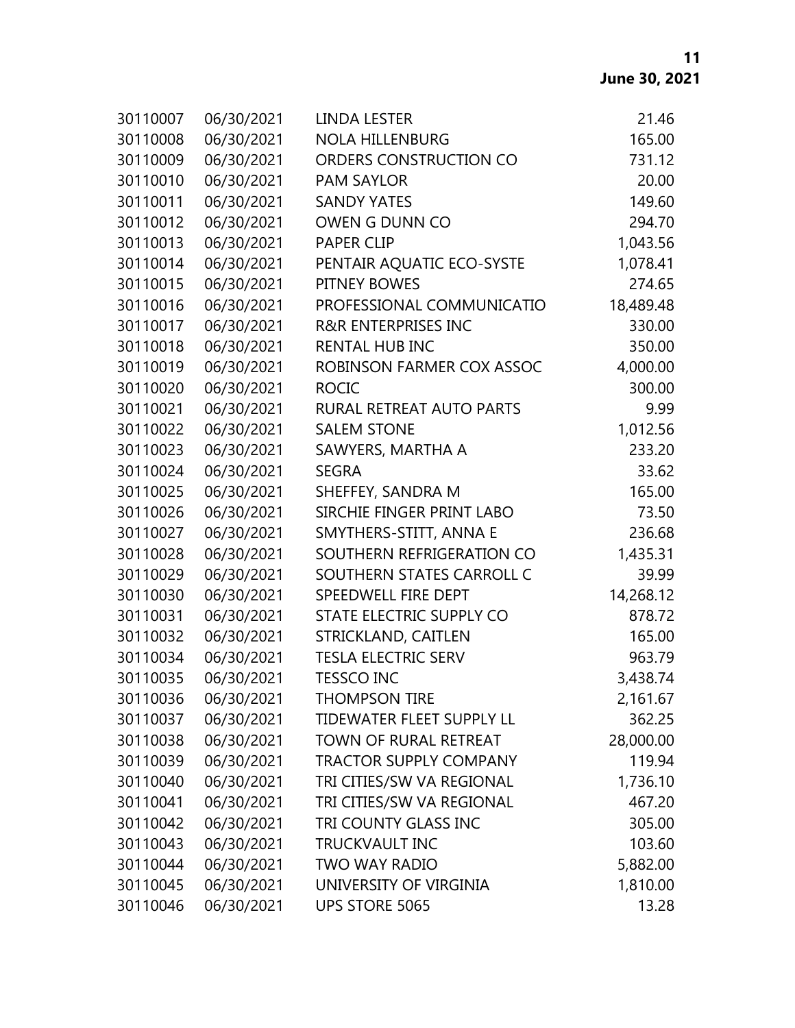| | | | |
|---|---|---|---|
| 30110007 | 06/30/2021 | LINDA LESTER | 21.46 |
| 30110008 | 06/30/2021 | NOLA HILLENBURG | 165.00 |
| 30110009 | 06/30/2021 | ORDERS CONSTRUCTION CO | 731.12 |
| 30110010 | 06/30/2021 | PAM SAYLOR | 20.00 |
| 30110011 | 06/30/2021 | SANDY YATES | 149.60 |
| 30110012 | 06/30/2021 | OWEN G DUNN CO | 294.70 |
| 30110013 | 06/30/2021 | PAPER CLIP | 1,043.56 |
| 30110014 | 06/30/2021 | PENTAIR AQUATIC ECO-SYSTE | 1,078.41 |
| 30110015 | 06/30/2021 | PITNEY BOWES | 274.65 |
| 30110016 | 06/30/2021 | PROFESSIONAL COMMUNICATIO | 18,489.48 |
| 30110017 | 06/30/2021 | R&R ENTERPRISES INC | 330.00 |
| 30110018 | 06/30/2021 | RENTAL HUB INC | 350.00 |
| 30110019 | 06/30/2021 | ROBINSON FARMER COX ASSOC | 4,000.00 |
| 30110020 | 06/30/2021 | ROCIC | 300.00 |
| 30110021 | 06/30/2021 | RURAL RETREAT AUTO PARTS | 9.99 |
| 30110022 | 06/30/2021 | SALEM STONE | 1,012.56 |
| 30110023 | 06/30/2021 | SAWYERS, MARTHA A | 233.20 |
| 30110024 | 06/30/2021 | SEGRA | 33.62 |
| 30110025 | 06/30/2021 | SHEFFEY, SANDRA M | 165.00 |
| 30110026 | 06/30/2021 | SIRCHIE FINGER PRINT LABO | 73.50 |
| 30110027 | 06/30/2021 | SMYTHERS-STITT, ANNA E | 236.68 |
| 30110028 | 06/30/2021 | SOUTHERN REFRIGERATION CO | 1,435.31 |
| 30110029 | 06/30/2021 | SOUTHERN STATES CARROLL C | 39.99 |
| 30110030 | 06/30/2021 | SPEEDWELL FIRE DEPT | 14,268.12 |
| 30110031 | 06/30/2021 | STATE ELECTRIC SUPPLY CO | 878.72 |
| 30110032 | 06/30/2021 | STRICKLAND, CAITLEN | 165.00 |
| 30110034 | 06/30/2021 | TESLA ELECTRIC SERV | 963.79 |
| 30110035 | 06/30/2021 | TESSCO INC | 3,438.74 |
| 30110036 | 06/30/2021 | THOMPSON TIRE | 2,161.67 |
| 30110037 | 06/30/2021 | TIDEWATER FLEET SUPPLY LL | 362.25 |
| 30110038 | 06/30/2021 | TOWN OF RURAL RETREAT | 28,000.00 |
| 30110039 | 06/30/2021 | TRACTOR SUPPLY COMPANY | 119.94 |
| 30110040 | 06/30/2021 | TRI CITIES/SW VA REGIONAL | 1,736.10 |
| 30110041 | 06/30/2021 | TRI CITIES/SW VA REGIONAL | 467.20 |
| 30110042 | 06/30/2021 | TRI COUNTY GLASS INC | 305.00 |
| 30110043 | 06/30/2021 | TRUCKVAULT INC | 103.60 |
| 30110044 | 06/30/2021 | TWO WAY RADIO | 5,882.00 |
| 30110045 | 06/30/2021 | UNIVERSITY OF VIRGINIA | 1,810.00 |
| 30110046 | 06/30/2021 | UPS STORE 5065 | 13.28 |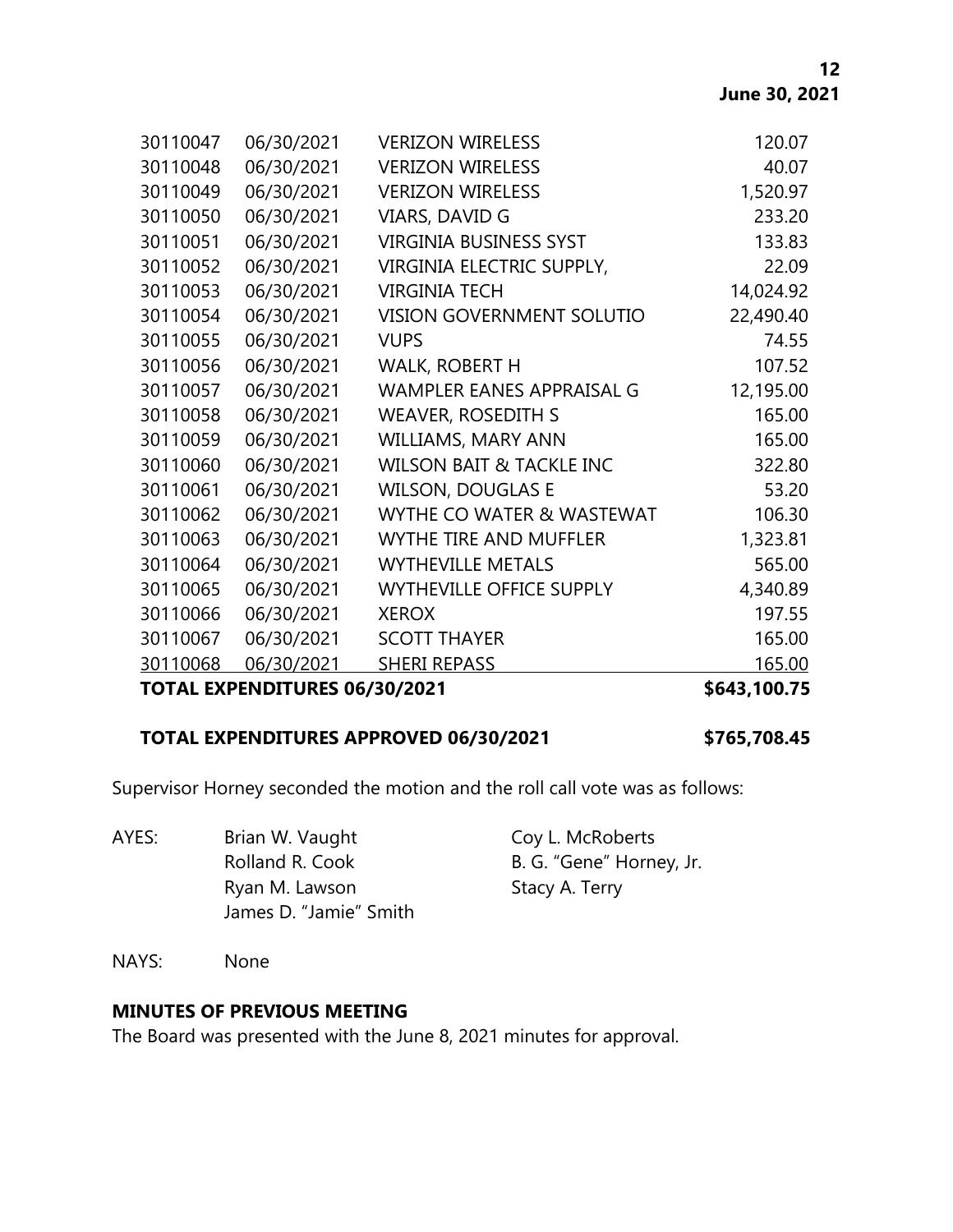| | | | |
|---|---|---|---|
| 30110047 | 06/30/2021 | VERIZON WIRELESS | 120.07 |
| 30110048 | 06/30/2021 | VERIZON WIRELESS | 40.07 |
| 30110049 | 06/30/2021 | VERIZON WIRELESS | 1,520.97 |
| 30110050 | 06/30/2021 | VIARS, DAVID G | 233.20 |
| 30110051 | 06/30/2021 | VIRGINIA BUSINESS SYST | 133.83 |
| 30110052 | 06/30/2021 | VIRGINIA ELECTRIC SUPPLY, | 22.09 |
| 30110053 | 06/30/2021 | VIRGINIA TECH | 14,024.92 |
| 30110054 | 06/30/2021 | VISION GOVERNMENT SOLUTIO | 22,490.40 |
| 30110055 | 06/30/2021 | VUPS | 74.55 |
| 30110056 | 06/30/2021 | WALK, ROBERT H | 107.52 |
| 30110057 | 06/30/2021 | WAMPLER EANES APPRAISAL G | 12,195.00 |
| 30110058 | 06/30/2021 | WEAVER, ROSEDITH S | 165.00 |
| 30110059 | 06/30/2021 | WILLIAMS, MARY ANN | 165.00 |
| 30110060 | 06/30/2021 | WILSON BAIT & TACKLE INC | 322.80 |
| 30110061 | 06/30/2021 | WILSON, DOUGLAS E | 53.20 |
| 30110062 | 06/30/2021 | WYTHE CO WATER & WASTEWAT | 106.30 |
| 30110063 | 06/30/2021 | WYTHE TIRE AND MUFFLER | 1,323.81 |
| 30110064 | 06/30/2021 | WYTHEVILLE METALS | 565.00 |
| 30110065 | 06/30/2021 | WYTHEVILLE OFFICE SUPPLY | 4,340.89 |
| 30110066 | 06/30/2021 | XEROX | 197.55 |
| 30110067 | 06/30/2021 | SCOTT THAYER | 165.00 |
| 30110068 | 06/30/2021 | SHERI REPASS | 165.00 |
| **TOTAL EXPENDITURES 06/30/2021** | | | **$643,100.75** |

**TOTAL EXPENDITURES APPROVED 06/30/2021 $765,708.45**

Supervisor Horney seconded the motion and the roll call vote was as follows:

AYES:
- Brian W. Vaught
- Rolland R. Cook
- Ryan M. Lawson
- James D. "Jamie" Smith
- Coy L. McRoberts
- B. G. "Gene" Horney, Jr.
- Stacy A. Terry

NAYS: None

**MINUTES OF PREVIOUS MEETING**

The Board was presented with the June 8, 2021 minutes for approval.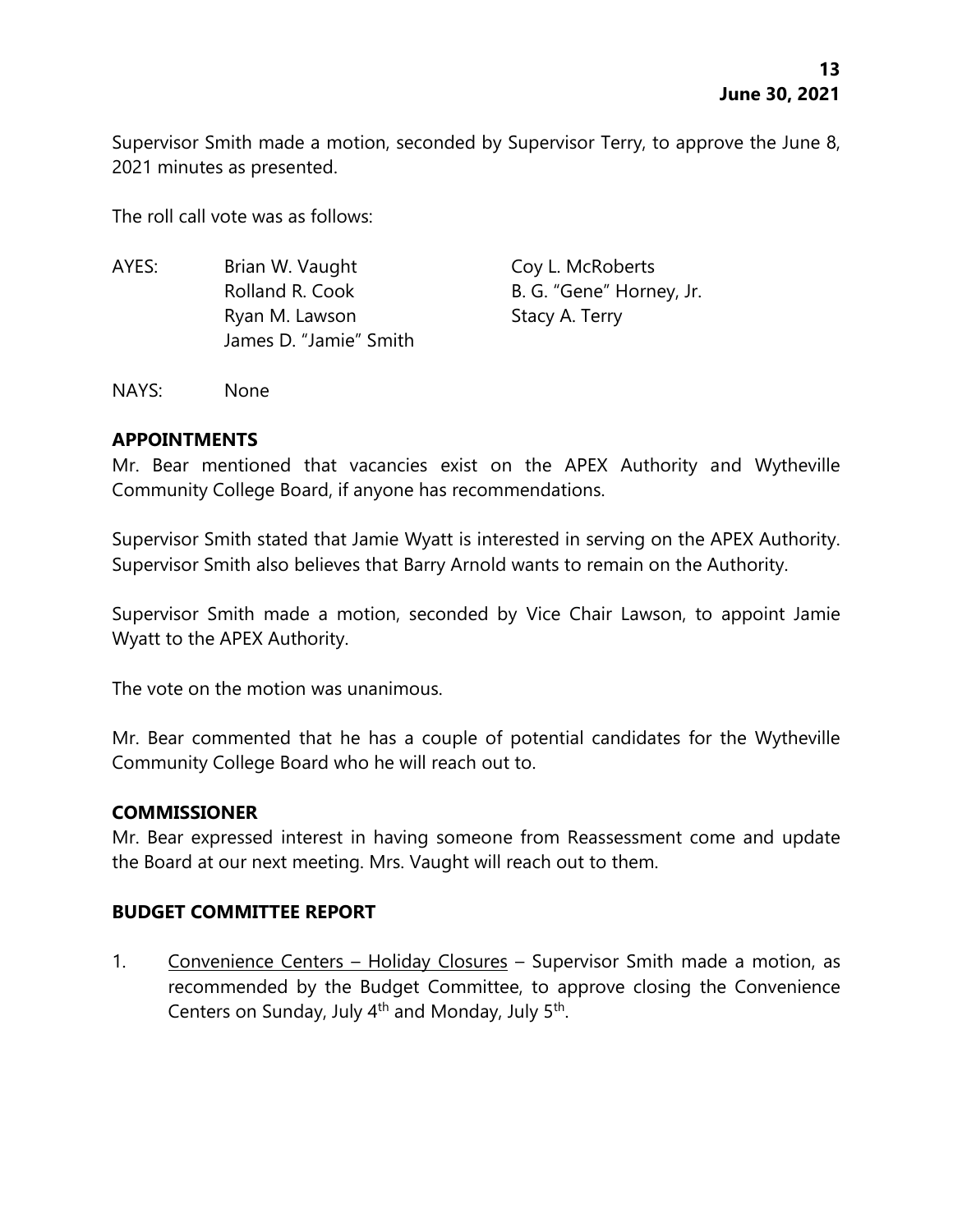Supervisor Smith made a motion, seconded by Supervisor Terry, to approve the June 8, 2021 minutes as presented.

The roll call vote was as follows:

AYES: Brian W. Vaught, Coy L. McRoberts, Rolland R. Cook, B. G. "Gene" Horney, Jr., Ryan M. Lawson, Stacy A. Terry, James D. "Jamie" Smith

NAYS: None

## APPOINTMENTS

Mr. Bear mentioned that vacancies exist on the APEX Authority and Wytheville Community College Board, if anyone has recommendations.

Supervisor Smith stated that Jamie Wyatt is interested in serving on the APEX Authority. Supervisor Smith also believes that Barry Arnold wants to remain on the Authority.

Supervisor Smith made a motion, seconded by Vice Chair Lawson, to appoint Jamie Wyatt to the APEX Authority.

The vote on the motion was unanimous.

Mr. Bear commented that he has a couple of potential candidates for the Wytheville Community College Board who he will reach out to.

## COMMISSIONER

Mr. Bear expressed interest in having someone from Reassessment come and update the Board at our next meeting. Mrs. Vaught will reach out to them.

## BUDGET COMMITTEE REPORT

1. Convenience Centers – Holiday Closures – Supervisor Smith made a motion, as recommended by the Budget Committee, to approve closing the Convenience Centers on Sunday, July 4th and Monday, July 5th.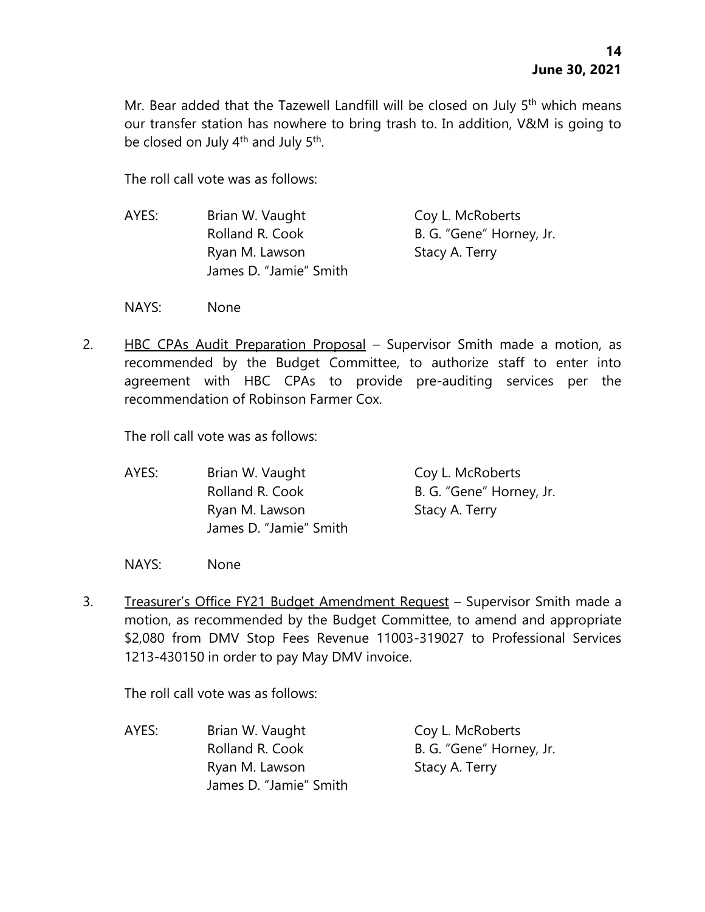Mr. Bear added that the Tazewell Landfill will be closed on July 5th which means our transfer station has nowhere to bring trash to. In addition, V&M is going to be closed on July 4th and July 5th.

The roll call vote was as follows:

AYES: Brian W. Vaught, Coy L. McRoberts, Rolland R. Cook, B. G. "Gene" Horney, Jr., Ryan M. Lawson, Stacy A. Terry, James D. "Jamie" Smith

NAYS: None

2. <u>HBC CPAs Audit Preparation Proposal</u> – Supervisor Smith made a motion, as recommended by the Budget Committee, to authorize staff to enter into agreement with HBC CPAs to provide pre-auditing services per the recommendation of Robinson Farmer Cox.

   The roll call vote was as follows:

   AYES: Brian W. Vaught, Coy L. McRoberts, Rolland R. Cook, B. G. "Gene" Horney, Jr., Ryan M. Lawson, Stacy A. Terry, James D. "Jamie" Smith

   NAYS: None

3. <u>Treasurer's Office FY21 Budget Amendment Request</u> – Supervisor Smith made a motion, as recommended by the Budget Committee, to amend and appropriate $2,080 from DMV Stop Fees Revenue 11003-319027 to Professional Services 1213-430150 in order to pay May DMV invoice.

   The roll call vote was as follows:

   AYES: Brian W. Vaught, Coy L. McRoberts, Rolland R. Cook, B. G. "Gene" Horney, Jr., Ryan M. Lawson, Stacy A. Terry, James D. "Jamie" Smith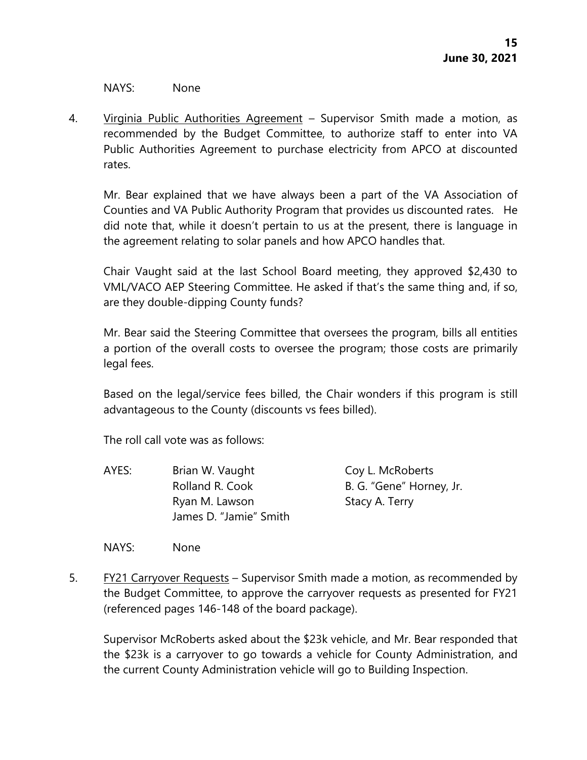NAYS: None

4. <u>Virginia Public Authorities Agreement</u> – Supervisor Smith made a motion, as recommended by the Budget Committee, to authorize staff to enter into VA Public Authorities Agreement to purchase electricity from APCO at discounted rates.

   Mr. Bear explained that we have always been a part of the VA Association of Counties and VA Public Authority Program that provides us discounted rates. He did note that, while it doesn't pertain to us at the present, there is language in the agreement relating to solar panels and how APCO handles that.

   Chair Vaught said at the last School Board meeting, they approved $2,430 to VML/VACO AEP Steering Committee. He asked if that's the same thing and, if so, are they double-dipping County funds?

   Mr. Bear said the Steering Committee that oversees the program, bills all entities a portion of the overall costs to oversee the program; those costs are primarily legal fees.

   Based on the legal/service fees billed, the Chair wonders if this program is still advantageous to the County (discounts vs fees billed).

   The roll call vote was as follows:

   | AYES: | Brian W. Vaught | Coy L. McRoberts |
   |---|---|---|
   | | Rolland R. Cook | B. G. "Gene" Horney, Jr. |
   | | Ryan M. Lawson | Stacy A. Terry |
   | | James D. "Jamie" Smith | |

   NAYS: None

5. <u>FY21 Carryover Requests</u> – Supervisor Smith made a motion, as recommended by the Budget Committee, to approve the carryover requests as presented for FY21 (referenced pages 146-148 of the board package).

   Supervisor McRoberts asked about the $23k vehicle, and Mr. Bear responded that the $23k is a carryover to go towards a vehicle for County Administration, and the current County Administration vehicle will go to Building Inspection.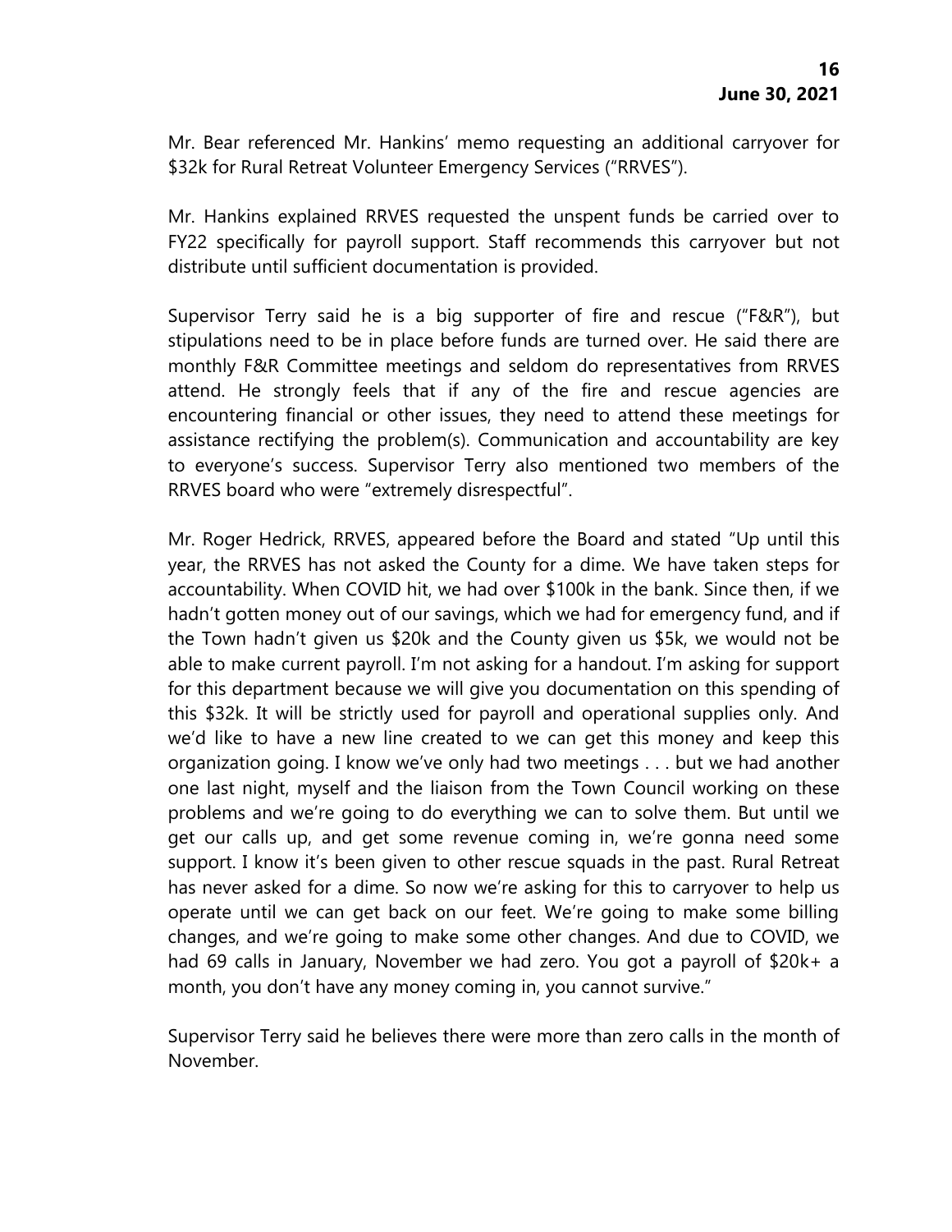Mr. Bear referenced Mr. Hankins' memo requesting an additional carryover for $32k for Rural Retreat Volunteer Emergency Services ("RRVES").

Mr. Hankins explained RRVES requested the unspent funds be carried over to FY22 specifically for payroll support. Staff recommends this carryover but not distribute until sufficient documentation is provided.

Supervisor Terry said he is a big supporter of fire and rescue ("F&R"), but stipulations need to be in place before funds are turned over. He said there are monthly F&R Committee meetings and seldom do representatives from RRVES attend. He strongly feels that if any of the fire and rescue agencies are encountering financial or other issues, they need to attend these meetings for assistance rectifying the problem(s). Communication and accountability are key to everyone's success. Supervisor Terry also mentioned two members of the RRVES board who were "extremely disrespectful".

Mr. Roger Hedrick, RRVES, appeared before the Board and stated "Up until this year, the RRVES has not asked the County for a dime. We have taken steps for accountability. When COVID hit, we had over $100k in the bank. Since then, if we hadn't gotten money out of our savings, which we had for emergency fund, and if the Town hadn't given us $20k and the County given us $5k, we would not be able to make current payroll. I'm not asking for a handout. I'm asking for support for this department because we will give you documentation on this spending of this $32k. It will be strictly used for payroll and operational supplies only. And we'd like to have a new line created to we can get this money and keep this organization going. I know we've only had two meetings . . . but we had another one last night, myself and the liaison from the Town Council working on these problems and we're going to do everything we can to solve them. But until we get our calls up, and get some revenue coming in, we're gonna need some support. I know it's been given to other rescue squads in the past. Rural Retreat has never asked for a dime. So now we're asking for this to carryover to help us operate until we can get back on our feet. We're going to make some billing changes, and we're going to make some other changes. And due to COVID, we had 69 calls in January, November we had zero. You got a payroll of $20k+ a month, you don't have any money coming in, you cannot survive."

Supervisor Terry said he believes there were more than zero calls in the month of November.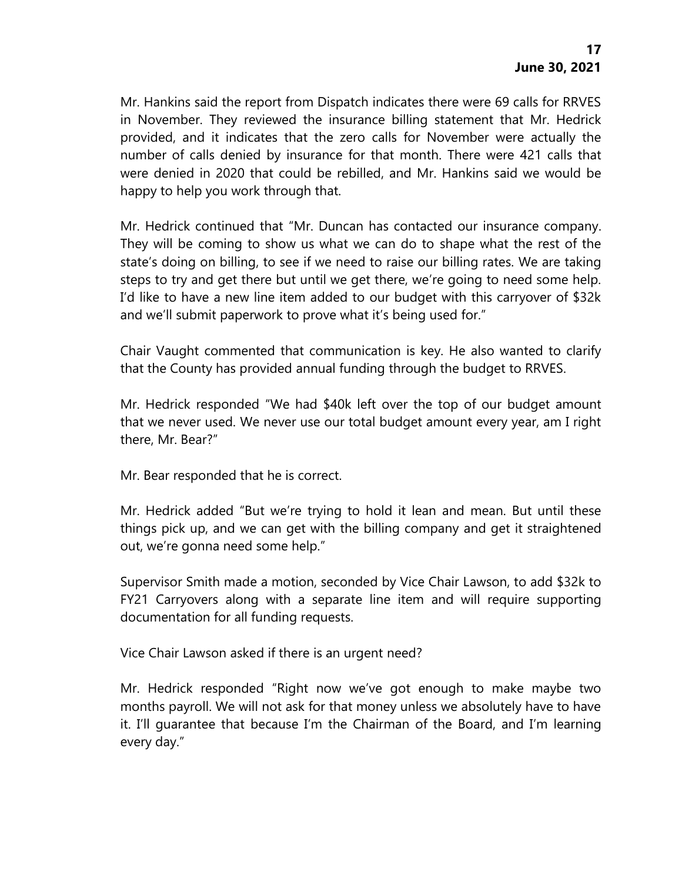Mr. Hankins said the report from Dispatch indicates there were 69 calls for RRVES in November. They reviewed the insurance billing statement that Mr. Hedrick provided, and it indicates that the zero calls for November were actually the number of calls denied by insurance for that month. There were 421 calls that were denied in 2020 that could be rebilled, and Mr. Hankins said we would be happy to help you work through that.

Mr. Hedrick continued that "Mr. Duncan has contacted our insurance company. They will be coming to show us what we can do to shape what the rest of the state's doing on billing, to see if we need to raise our billing rates. We are taking steps to try and get there but until we get there, we're going to need some help. I'd like to have a new line item added to our budget with this carryover of $32k and we'll submit paperwork to prove what it's being used for."

Chair Vaught commented that communication is key. He also wanted to clarify that the County has provided annual funding through the budget to RRVES.

Mr. Hedrick responded "We had $40k left over the top of our budget amount that we never used. We never use our total budget amount every year, am I right there, Mr. Bear?"

Mr. Bear responded that he is correct.

Mr. Hedrick added "But we're trying to hold it lean and mean. But until these things pick up, and we can get with the billing company and get it straightened out, we're gonna need some help."

Supervisor Smith made a motion, seconded by Vice Chair Lawson, to add $32k to FY21 Carryovers along with a separate line item and will require supporting documentation for all funding requests.

Vice Chair Lawson asked if there is an urgent need?

Mr. Hedrick responded "Right now we've got enough to make maybe two months payroll. We will not ask for that money unless we absolutely have to have it. I'll guarantee that because I'm the Chairman of the Board, and I'm learning every day."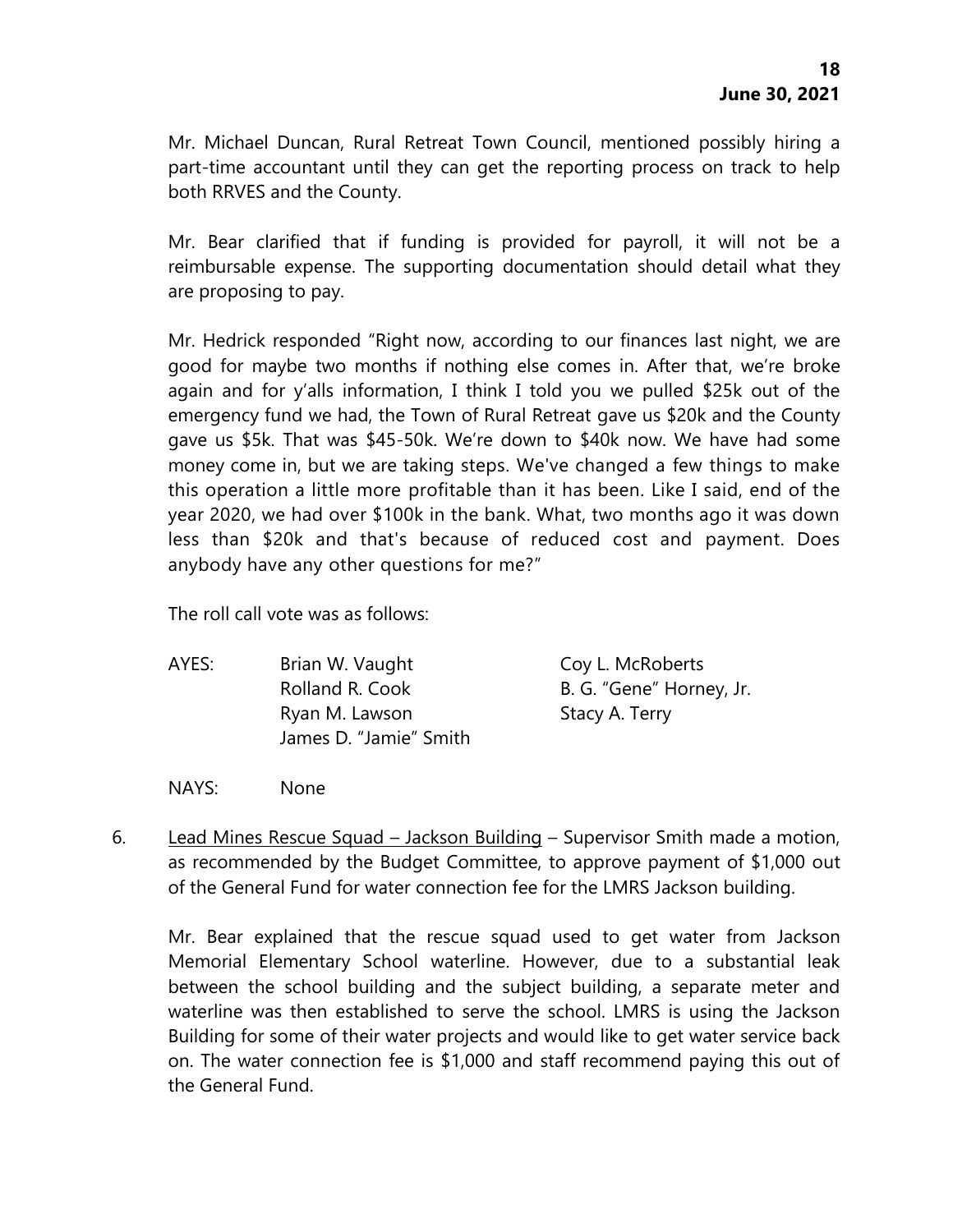Mr. Michael Duncan, Rural Retreat Town Council, mentioned possibly hiring a part-time accountant until they can get the reporting process on track to help both RRVES and the County.

Mr. Bear clarified that if funding is provided for payroll, it will not be a reimbursable expense. The supporting documentation should detail what they are proposing to pay.

Mr. Hedrick responded "Right now, according to our finances last night, we are good for maybe two months if nothing else comes in. After that, we're broke again and for y'alls information, I think I told you we pulled $25k out of the emergency fund we had, the Town of Rural Retreat gave us $20k and the County gave us $5k. That was $45-50k. We're down to $40k now. We have had some money come in, but we are taking steps. We've changed a few things to make this operation a little more profitable than it has been. Like I said, end of the year 2020, we had over $100k in the bank. What, two months ago it was down less than $20k and that's because of reduced cost and payment. Does anybody have any other questions for me?"

The roll call vote was as follows:

| | | |
|---|---|---|
| AYES: | Brian W. Vaught | Coy L. McRoberts |
| | Rolland R. Cook | B. G. "Gene" Horney, Jr. |
| | Ryan M. Lawson | Stacy A. Terry |
| | James D. "Jamie" Smith | |

NAYS: None

6. Lead Mines Rescue Squad – Jackson Building – Supervisor Smith made a motion, as recommended by the Budget Committee, to approve payment of $1,000 out of the General Fund for water connection fee for the LMRS Jackson building.

   Mr. Bear explained that the rescue squad used to get water from Jackson Memorial Elementary School waterline. However, due to a substantial leak between the school building and the subject building, a separate meter and waterline was then established to serve the school. LMRS is using the Jackson Building for some of their water projects and would like to get water service back on. The water connection fee is $1,000 and staff recommend paying this out of the General Fund.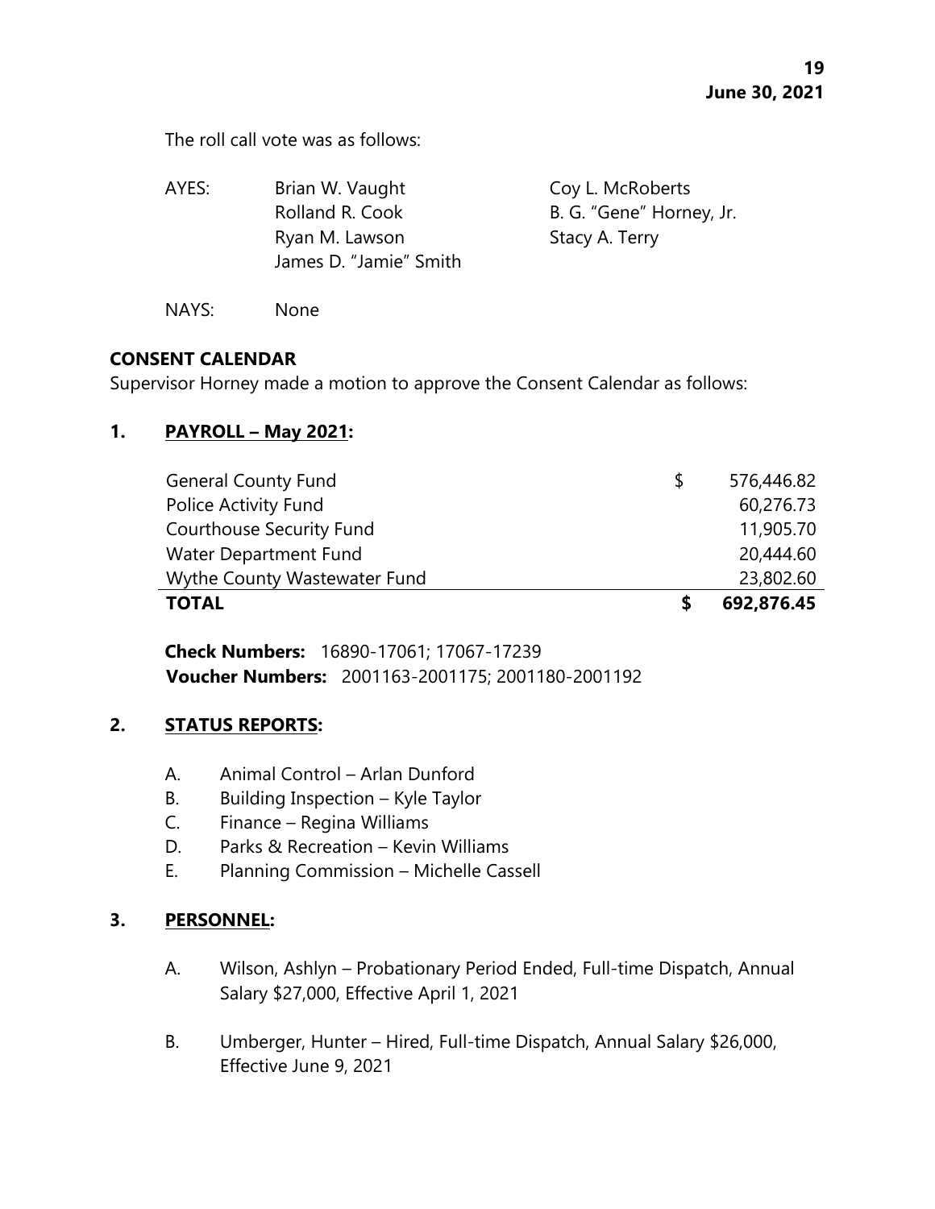The roll call vote was as follows:

AYES: Brian W. Vaught, Coy L. McRoberts, Rolland R. Cook, B. G. "Gene" Horney, Jr., Ryan M. Lawson, Stacy A. Terry, James D. "Jamie" Smith

NAYS: None

## CONSENT CALENDAR

Supervisor Horney made a motion to approve the Consent Calendar as follows:

### 1. PAYROLL – May 2021:

| | | |
|---|---|---|
| General County Fund | $ | 576,446.82 |
| Police Activity Fund | | 60,276.73 |
| Courthouse Security Fund | | 11,905.70 |
| Water Department Fund | | 20,444.60 |
| Wythe County Wastewater Fund | | 23,802.60 |
| **TOTAL** | **$** | **692,876.45** |

**Check Numbers:** 16890-17061; 17067-17239
**Voucher Numbers:** 2001163-2001175; 2001180-2001192

### 2. STATUS REPORTS:

A. Animal Control – Arlan Dunford
B. Building Inspection – Kyle Taylor
C. Finance – Regina Williams
D. Parks & Recreation – Kevin Williams
E. Planning Commission – Michelle Cassell

### 3. PERSONNEL:

A. Wilson, Ashlyn – Probationary Period Ended, Full-time Dispatch, Annual Salary $27,000, Effective April 1, 2021

B. Umberger, Hunter – Hired, Full-time Dispatch, Annual Salary $26,000, Effective June 9, 2021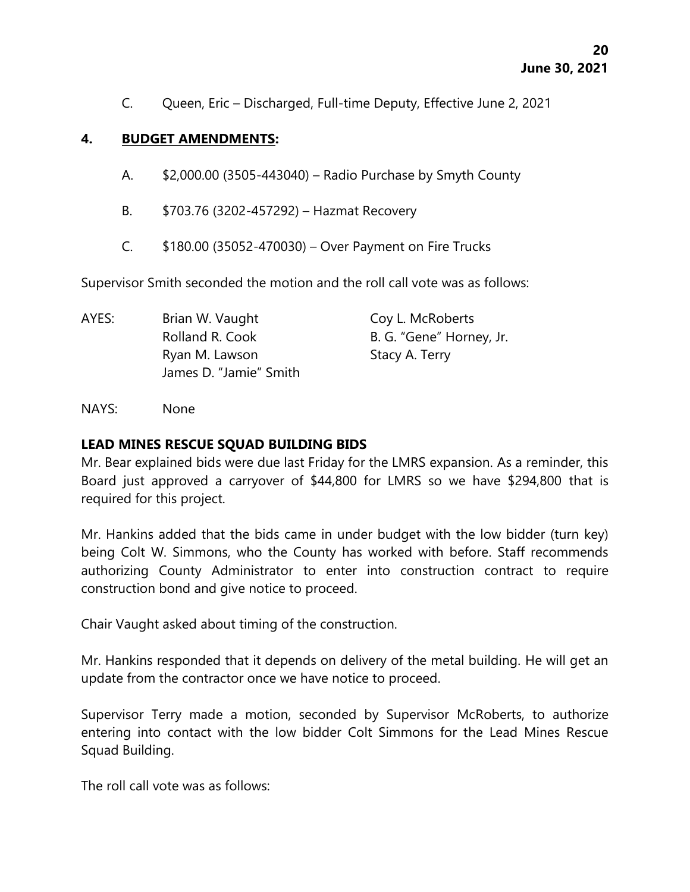C. Queen, Eric – Discharged, Full-time Deputy, Effective June 2, 2021

**4. BUDGET AMENDMENTS:**

A. $2,000.00 (3505-443040) – Radio Purchase by Smyth County

B. $703.76 (3202-457292) – Hazmat Recovery

C. $180.00 (35052-470030) – Over Payment on Fire Trucks

Supervisor Smith seconded the motion and the roll call vote was as follows:

AYES: Brian W. Vaught
Coy L. McRoberts
Rolland R. Cook
B. G. "Gene" Horney, Jr.
Ryan M. Lawson
Stacy A. Terry
James D. "Jamie" Smith

NAYS: None

**LEAD MINES RESCUE SQUAD BUILDING BIDS**

Mr. Bear explained bids were due last Friday for the LMRS expansion. As a reminder, this Board just approved a carryover of $44,800 for LMRS so we have $294,800 that is required for this project.

Mr. Hankins added that the bids came in under budget with the low bidder (turn key) being Colt W. Simmons, who the County has worked with before. Staff recommends authorizing County Administrator to enter into construction contract to require construction bond and give notice to proceed.

Chair Vaught asked about timing of the construction.

Mr. Hankins responded that it depends on delivery of the metal building. He will get an update from the contractor once we have notice to proceed.

Supervisor Terry made a motion, seconded by Supervisor McRoberts, to authorize entering into contact with the low bidder Colt Simmons for the Lead Mines Rescue Squad Building.

The roll call vote was as follows: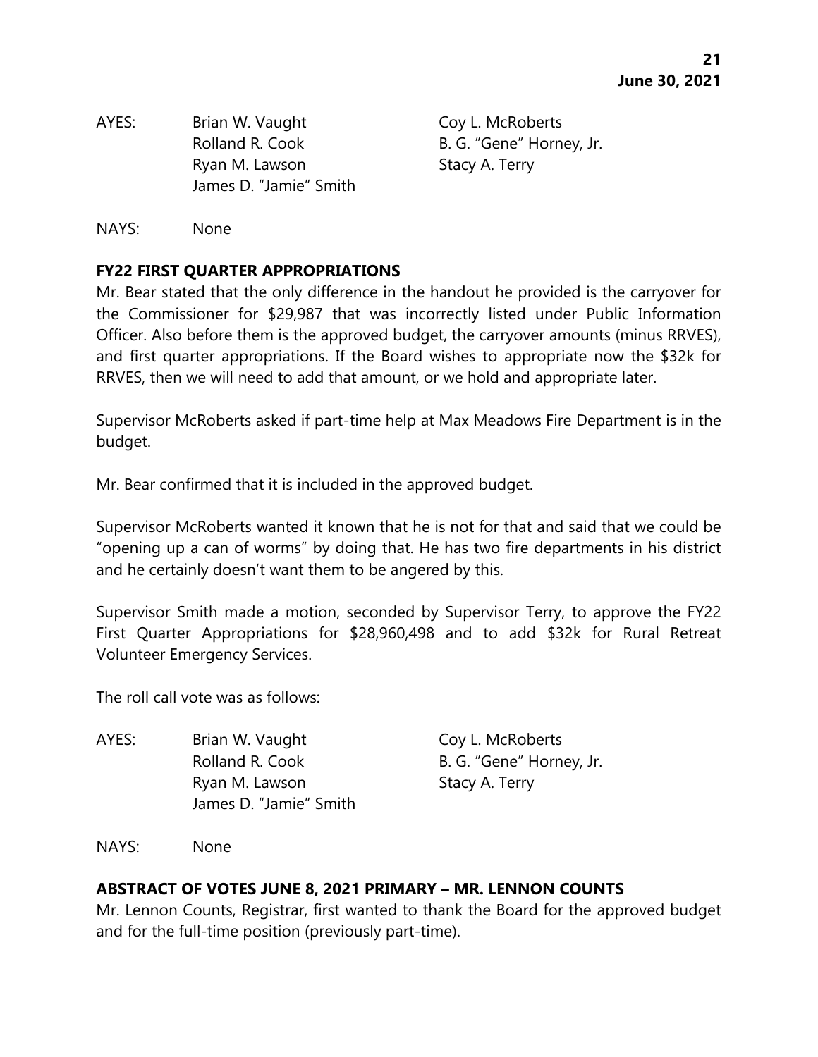AYES: Brian W. Vaught Coy L. McRoberts
Rolland R. Cook B. G. "Gene" Horney, Jr.
Ryan M. Lawson Stacy A. Terry
James D. "Jamie" Smith

NAYS: None

**FY22 FIRST QUARTER APPROPRIATIONS**

Mr. Bear stated that the only difference in the handout he provided is the carryover for the Commissioner for $29,987 that was incorrectly listed under Public Information Officer. Also before them is the approved budget, the carryover amounts (minus RRVES), and first quarter appropriations. If the Board wishes to appropriate now the $32k for RRVES, then we will need to add that amount, or we hold and appropriate later.

Supervisor McRoberts asked if part-time help at Max Meadows Fire Department is in the budget.

Mr. Bear confirmed that it is included in the approved budget.

Supervisor McRoberts wanted it known that he is not for that and said that we could be "opening up a can of worms" by doing that. He has two fire departments in his district and he certainly doesn't want them to be angered by this.

Supervisor Smith made a motion, seconded by Supervisor Terry, to approve the FY22 First Quarter Appropriations for $28,960,498 and to add $32k for Rural Retreat Volunteer Emergency Services.

The roll call vote was as follows:

AYES: Brian W. Vaught Coy L. McRoberts
Rolland R. Cook B. G. "Gene" Horney, Jr.
Ryan M. Lawson Stacy A. Terry
James D. "Jamie" Smith

NAYS: None

**ABSTRACT OF VOTES JUNE 8, 2021 PRIMARY – MR. LENNON COUNTS**

Mr. Lennon Counts, Registrar, first wanted to thank the Board for the approved budget and for the full-time position (previously part-time).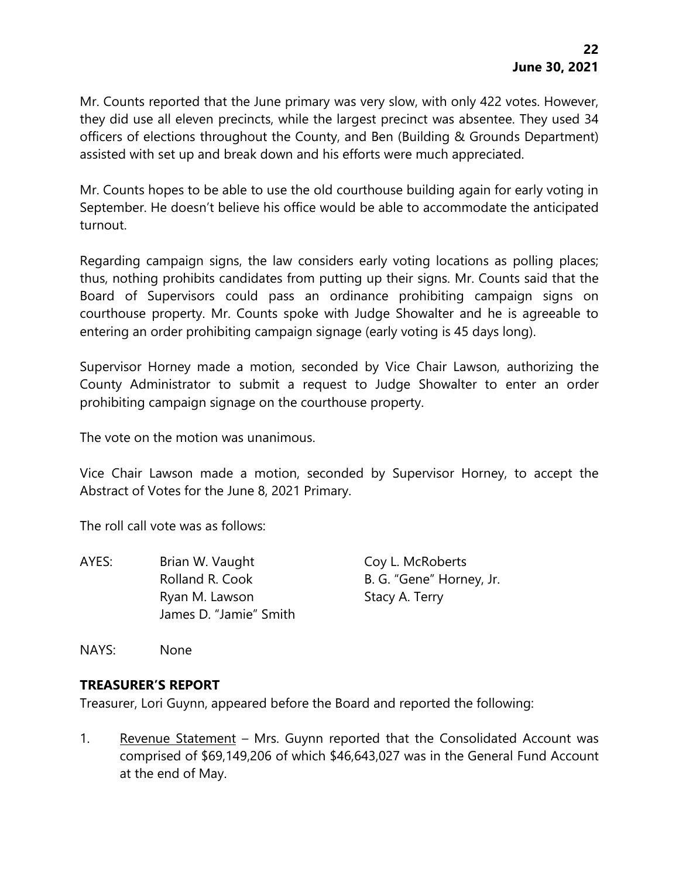Mr. Counts reported that the June primary was very slow, with only 422 votes. However, they did use all eleven precincts, while the largest precinct was absentee. They used 34 officers of elections throughout the County, and Ben (Building & Grounds Department) assisted with set up and break down and his efforts were much appreciated.

Mr. Counts hopes to be able to use the old courthouse building again for early voting in September. He doesn't believe his office would be able to accommodate the anticipated turnout.

Regarding campaign signs, the law considers early voting locations as polling places; thus, nothing prohibits candidates from putting up their signs. Mr. Counts said that the Board of Supervisors could pass an ordinance prohibiting campaign signs on courthouse property. Mr. Counts spoke with Judge Showalter and he is agreeable to entering an order prohibiting campaign signage (early voting is 45 days long).

Supervisor Horney made a motion, seconded by Vice Chair Lawson, authorizing the County Administrator to submit a request to Judge Showalter to enter an order prohibiting campaign signage on the courthouse property.

The vote on the motion was unanimous.

Vice Chair Lawson made a motion, seconded by Supervisor Horney, to accept the Abstract of Votes for the June 8, 2021 Primary.

The roll call vote was as follows:

AYES: Brian W. Vaught, Coy L. McRoberts, Rolland R. Cook, B. G. "Gene" Horney, Jr., Ryan M. Lawson, Stacy A. Terry, James D. "Jamie" Smith

NAYS: None

**TREASURER'S REPORT**

Treasurer, Lori Guynn, appeared before the Board and reported the following:

1. Revenue Statement – Mrs. Guynn reported that the Consolidated Account was comprised of $69,149,206 of which $46,643,027 was in the General Fund Account at the end of May.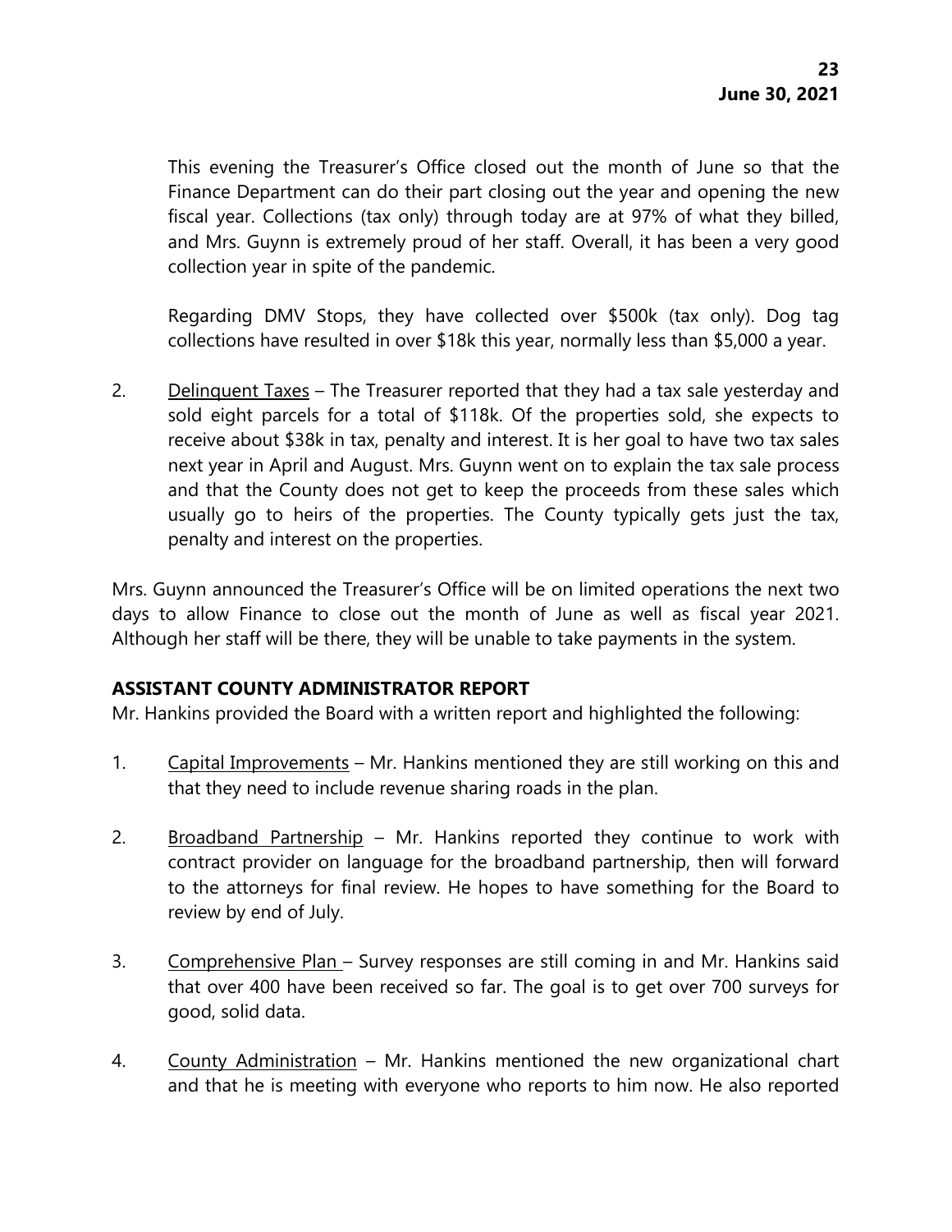This evening the Treasurer's Office closed out the month of June so that the Finance Department can do their part closing out the year and opening the new fiscal year. Collections (tax only) through today are at 97% of what they billed, and Mrs. Guynn is extremely proud of her staff. Overall, it has been a very good collection year in spite of the pandemic.

Regarding DMV Stops, they have collected over $500k (tax only). Dog tag collections have resulted in over $18k this year, normally less than $5,000 a year.

2. Delinquent Taxes – The Treasurer reported that they had a tax sale yesterday and sold eight parcels for a total of $118k. Of the properties sold, she expects to receive about $38k in tax, penalty and interest. It is her goal to have two tax sales next year in April and August. Mrs. Guynn went on to explain the tax sale process and that the County does not get to keep the proceeds from these sales which usually go to heirs of the properties. The County typically gets just the tax, penalty and interest on the properties.

Mrs. Guynn announced the Treasurer's Office will be on limited operations the next two days to allow Finance to close out the month of June as well as fiscal year 2021. Although her staff will be there, they will be unable to take payments in the system.

## ASSISTANT COUNTY ADMINISTRATOR REPORT

Mr. Hankins provided the Board with a written report and highlighted the following:

1. Capital Improvements – Mr. Hankins mentioned they are still working on this and that they need to include revenue sharing roads in the plan.

2. Broadband Partnership – Mr. Hankins reported they continue to work with contract provider on language for the broadband partnership, then will forward to the attorneys for final review. He hopes to have something for the Board to review by end of July.

3. Comprehensive Plan – Survey responses are still coming in and Mr. Hankins said that over 400 have been received so far. The goal is to get over 700 surveys for good, solid data.

4. County Administration – Mr. Hankins mentioned the new organizational chart and that he is meeting with everyone who reports to him now. He also reported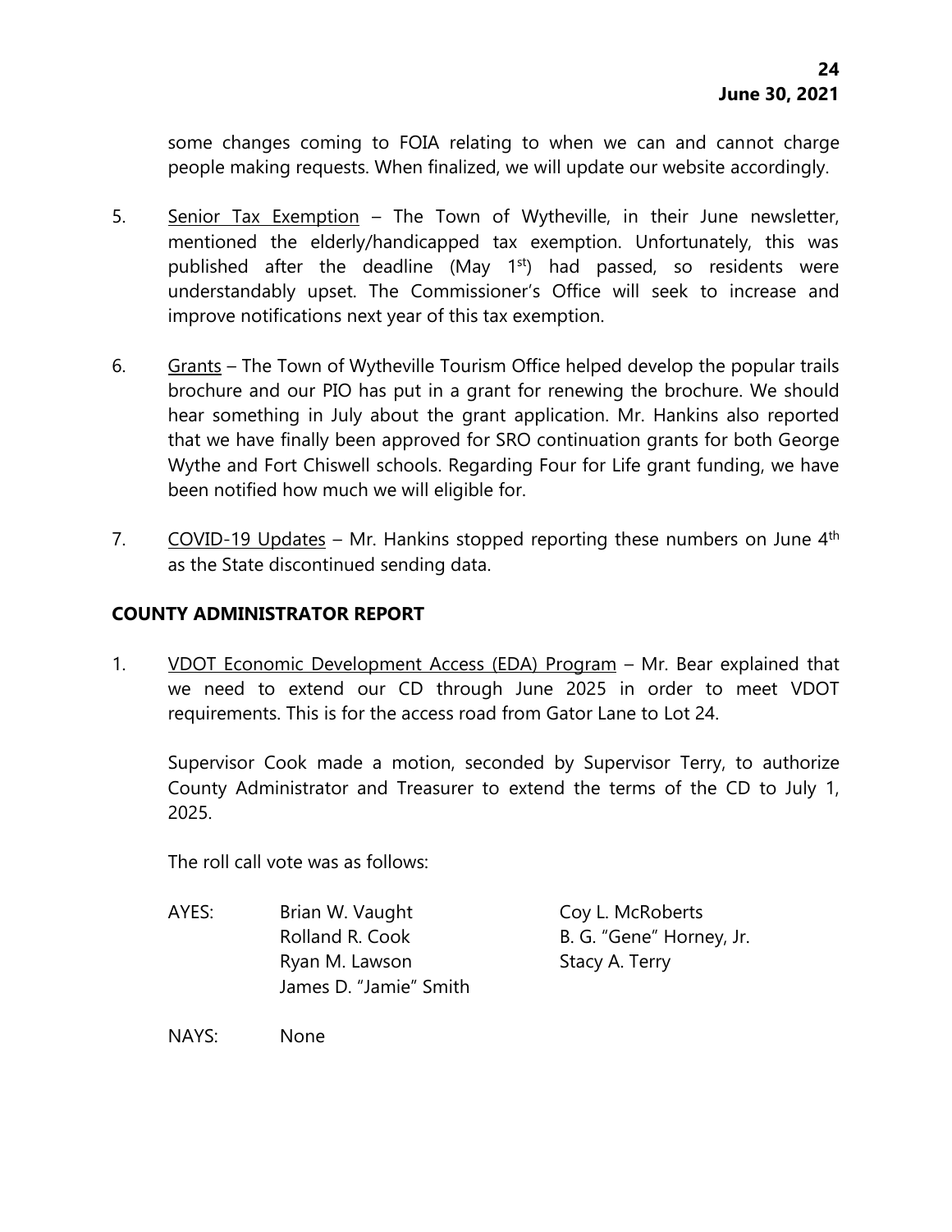some changes coming to FOIA relating to when we can and cannot charge people making requests. When finalized, we will update our website accordingly.

5. Senior Tax Exemption – The Town of Wytheville, in their June newsletter, mentioned the elderly/handicapped tax exemption. Unfortunately, this was published after the deadline (May 1st) had passed, so residents were understandably upset. The Commissioner's Office will seek to increase and improve notifications next year of this tax exemption.

6. Grants – The Town of Wytheville Tourism Office helped develop the popular trails brochure and our PIO has put in a grant for renewing the brochure. We should hear something in July about the grant application. Mr. Hankins also reported that we have finally been approved for SRO continuation grants for both George Wythe and Fort Chiswell schools. Regarding Four for Life grant funding, we have been notified how much we will eligible for.

7. COVID-19 Updates – Mr. Hankins stopped reporting these numbers on June 4th as the State discontinued sending data.

## COUNTY ADMINISTRATOR REPORT

1. VDOT Economic Development Access (EDA) Program – Mr. Bear explained that we need to extend our CD through June 2025 in order to meet VDOT requirements. This is for the access road from Gator Lane to Lot 24.

   Supervisor Cook made a motion, seconded by Supervisor Terry, to authorize County Administrator and Treasurer to extend the terms of the CD to July 1, 2025.

   The roll call vote was as follows:

   AYES: Brian W. Vaught, Coy L. McRoberts, Rolland R. Cook, B. G. "Gene" Horney, Jr., Ryan M. Lawson, Stacy A. Terry, James D. "Jamie" Smith

   NAYS: None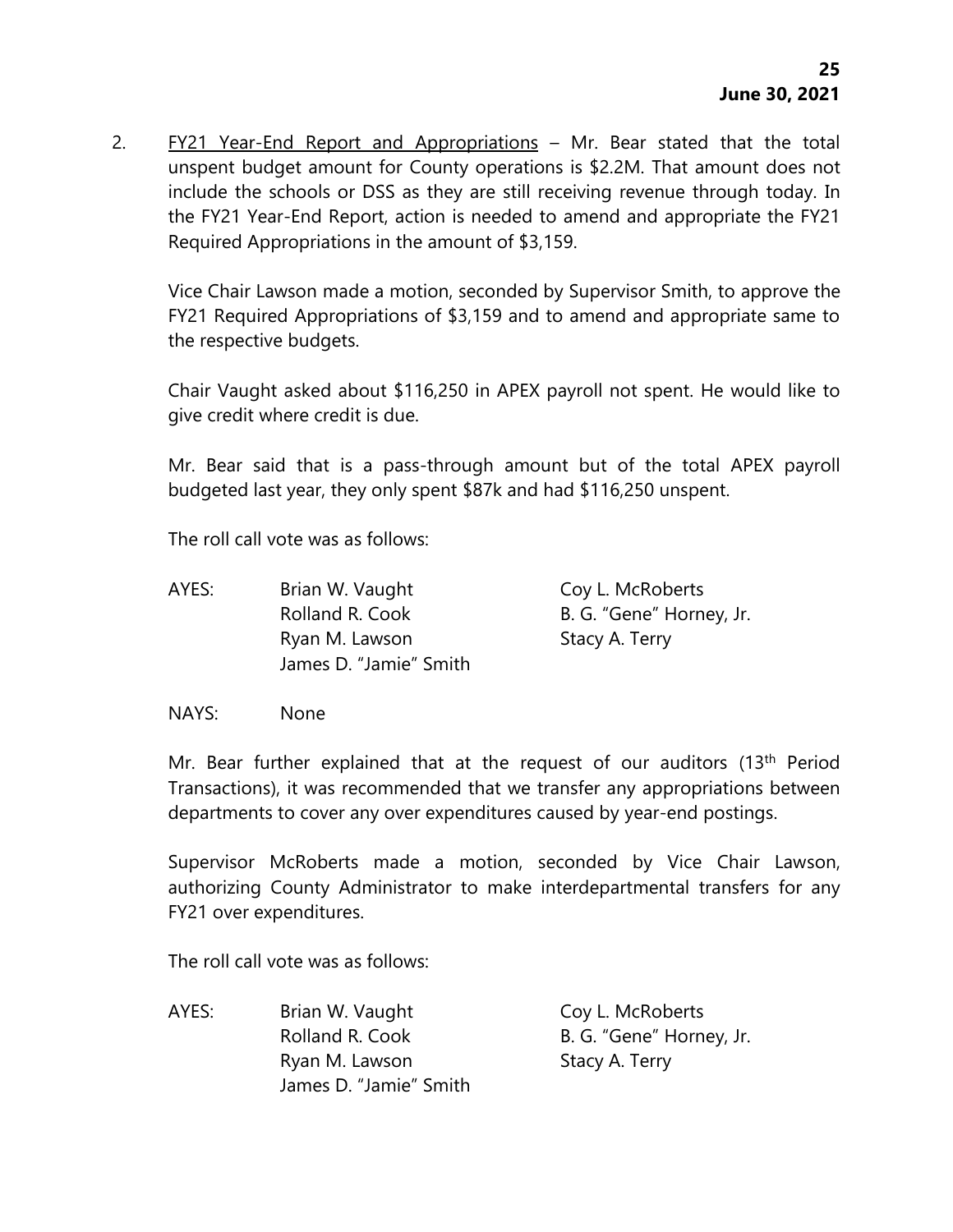2. <u>FY21 Year-End Report and Appropriations</u> – Mr. Bear stated that the total unspent budget amount for County operations is $2.2M. That amount does not include the schools or DSS as they are still receiving revenue through today. In the FY21 Year-End Report, action is needed to amend and appropriate the FY21 Required Appropriations in the amount of $3,159.

   Vice Chair Lawson made a motion, seconded by Supervisor Smith, to approve the FY21 Required Appropriations of $3,159 and to amend and appropriate same to the respective budgets.

   Chair Vaught asked about $116,250 in APEX payroll not spent. He would like to give credit where credit is due.

   Mr. Bear said that is a pass-through amount but of the total APEX payroll budgeted last year, they only spent $87k and had $116,250 unspent.

   The roll call vote was as follows:

   | | | |
   |---|---|---|
   | AYES: | Brian W. Vaught | Coy L. McRoberts |
   | | Rolland R. Cook | B. G. "Gene" Horney, Jr. |
   | | Ryan M. Lawson | Stacy A. Terry |
   | | James D. "Jamie" Smith | |

   NAYS: None

   Mr. Bear further explained that at the request of our auditors (13th Period Transactions), it was recommended that we transfer any appropriations between departments to cover any over expenditures caused by year-end postings.

   Supervisor McRoberts made a motion, seconded by Vice Chair Lawson, authorizing County Administrator to make interdepartmental transfers for any FY21 over expenditures.

   The roll call vote was as follows:

   | | | |
   |---|---|---|
   | AYES: | Brian W. Vaught | Coy L. McRoberts |
   | | Rolland R. Cook | B. G. "Gene" Horney, Jr. |
   | | Ryan M. Lawson | Stacy A. Terry |
   | | James D. "Jamie" Smith | |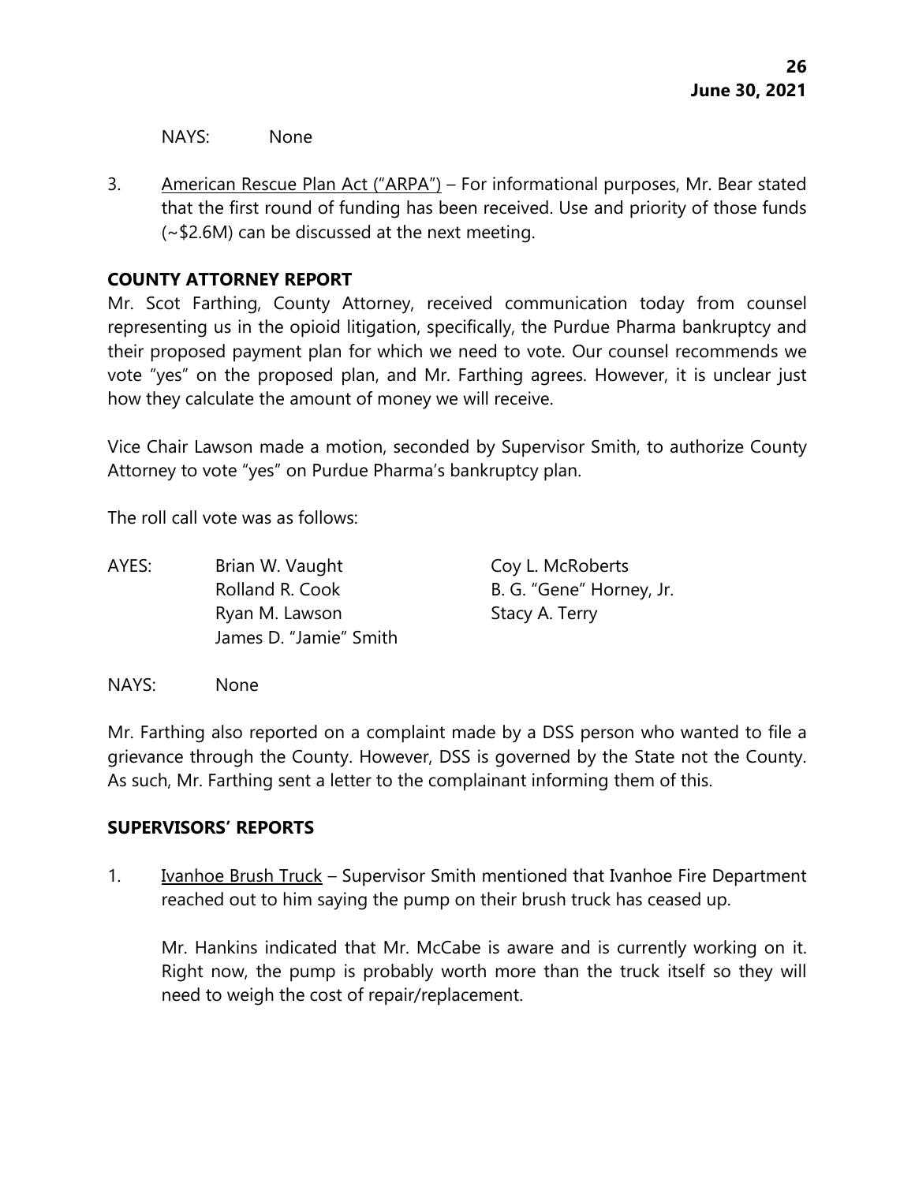NAYS: None

3. American Rescue Plan Act ("ARPA") – For informational purposes, Mr. Bear stated that the first round of funding has been received. Use and priority of those funds (~$2.6M) can be discussed at the next meeting.

**COUNTY ATTORNEY REPORT**

Mr. Scot Farthing, County Attorney, received communication today from counsel representing us in the opioid litigation, specifically, the Purdue Pharma bankruptcy and their proposed payment plan for which we need to vote. Our counsel recommends we vote "yes" on the proposed plan, and Mr. Farthing agrees. However, it is unclear just how they calculate the amount of money we will receive.

Vice Chair Lawson made a motion, seconded by Supervisor Smith, to authorize County Attorney to vote "yes" on Purdue Pharma's bankruptcy plan.

The roll call vote was as follows:

AYES: Brian W. Vaught, Coy L. McRoberts, Rolland R. Cook, B. G. "Gene" Horney, Jr., Ryan M. Lawson, Stacy A. Terry, James D. "Jamie" Smith

NAYS: None

Mr. Farthing also reported on a complaint made by a DSS person who wanted to file a grievance through the County. However, DSS is governed by the State not the County. As such, Mr. Farthing sent a letter to the complainant informing them of this.

**SUPERVISORS' REPORTS**

1. Ivanhoe Brush Truck – Supervisor Smith mentioned that Ivanhoe Fire Department reached out to him saying the pump on their brush truck has ceased up.

   Mr. Hankins indicated that Mr. McCabe is aware and is currently working on it. Right now, the pump is probably worth more than the truck itself so they will need to weigh the cost of repair/replacement.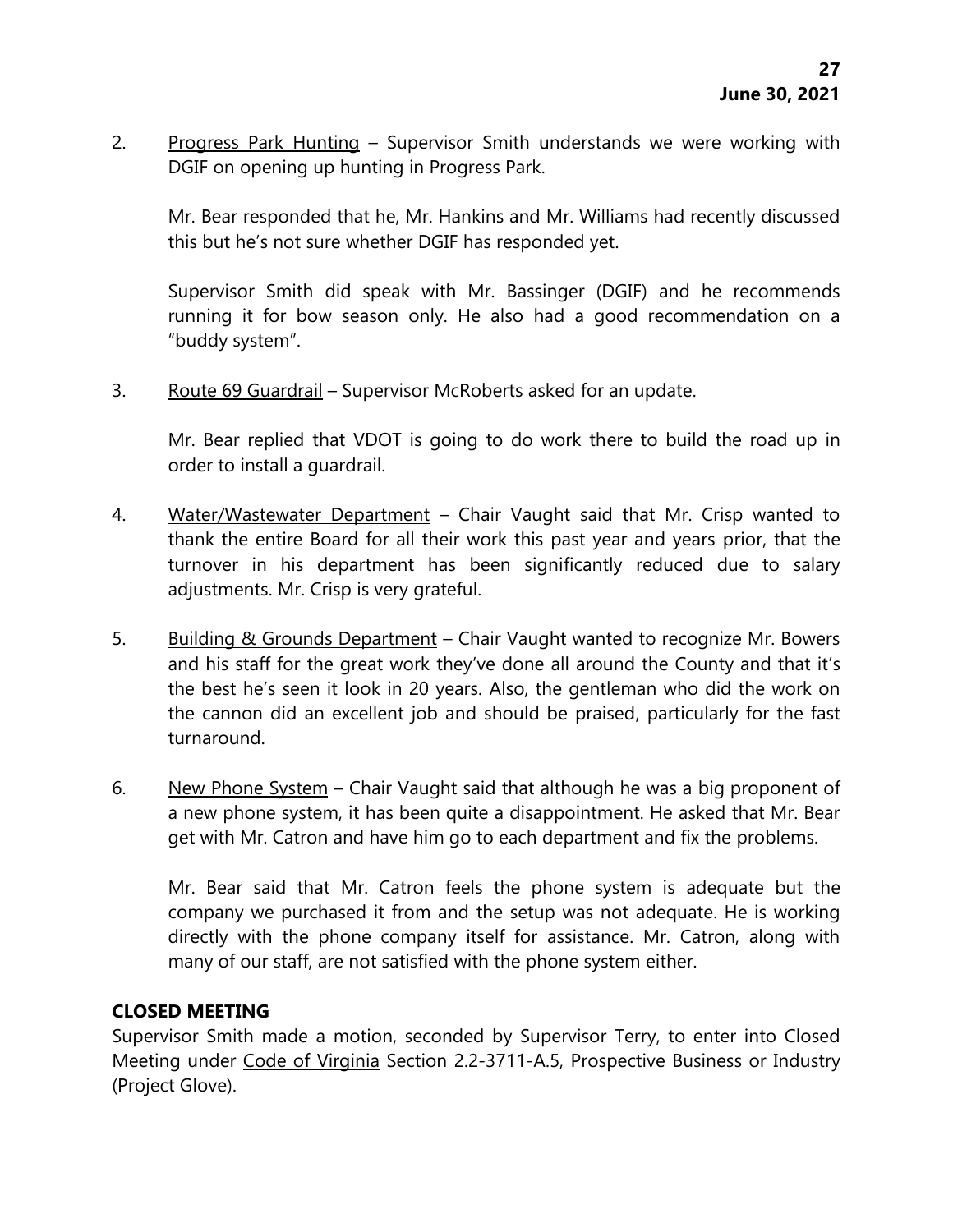2. Progress Park Hunting – Supervisor Smith understands we were working with DGIF on opening up hunting in Progress Park.

   Mr. Bear responded that he, Mr. Hankins and Mr. Williams had recently discussed this but he's not sure whether DGIF has responded yet.

   Supervisor Smith did speak with Mr. Bassinger (DGIF) and he recommends running it for bow season only. He also had a good recommendation on a "buddy system".

3. Route 69 Guardrail – Supervisor McRoberts asked for an update.

   Mr. Bear replied that VDOT is going to do work there to build the road up in order to install a guardrail.

4. Water/Wastewater Department – Chair Vaught said that Mr. Crisp wanted to thank the entire Board for all their work this past year and years prior, that the turnover in his department has been significantly reduced due to salary adjustments. Mr. Crisp is very grateful.

5. Building & Grounds Department – Chair Vaught wanted to recognize Mr. Bowers and his staff for the great work they've done all around the County and that it's the best he's seen it look in 20 years. Also, the gentleman who did the work on the cannon did an excellent job and should be praised, particularly for the fast turnaround.

6. New Phone System – Chair Vaught said that although he was a big proponent of a new phone system, it has been quite a disappointment. He asked that Mr. Bear get with Mr. Catron and have him go to each department and fix the problems.

   Mr. Bear said that Mr. Catron feels the phone system is adequate but the company we purchased it from and the setup was not adequate. He is working directly with the phone company itself for assistance. Mr. Catron, along with many of our staff, are not satisfied with the phone system either.

**CLOSED MEETING**

Supervisor Smith made a motion, seconded by Supervisor Terry, to enter into Closed Meeting under Code of Virginia Section 2.2-3711-A.5, Prospective Business or Industry (Project Glove).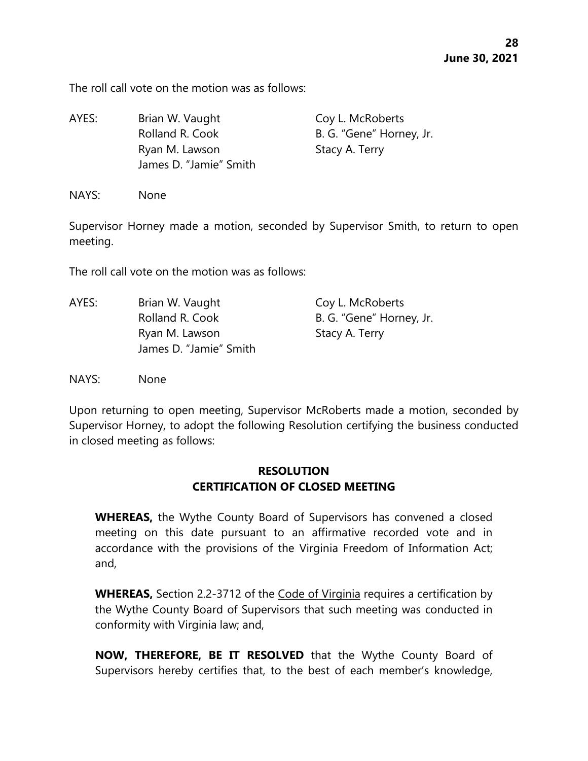The roll call vote on the motion was as follows:

AYES: Brian W. Vaught, Coy L. McRoberts, Rolland R. Cook, B. G. "Gene" Horney, Jr., Ryan M. Lawson, Stacy A. Terry, James D. "Jamie" Smith

NAYS: None

Supervisor Horney made a motion, seconded by Supervisor Smith, to return to open meeting.

The roll call vote on the motion was as follows:

AYES: Brian W. Vaught, Coy L. McRoberts, Rolland R. Cook, B. G. "Gene" Horney, Jr., Ryan M. Lawson, Stacy A. Terry, James D. "Jamie" Smith

NAYS: None

Upon returning to open meeting, Supervisor McRoberts made a motion, seconded by Supervisor Horney, to adopt the following Resolution certifying the business conducted in closed meeting as follows:

**RESOLUTION**
**CERTIFICATION OF CLOSED MEETING**

**WHEREAS,** the Wythe County Board of Supervisors has convened a closed meeting on this date pursuant to an affirmative recorded vote and in accordance with the provisions of the Virginia Freedom of Information Act; and,

**WHEREAS,** Section 2.2-3712 of the Code of Virginia requires a certification by the Wythe County Board of Supervisors that such meeting was conducted in conformity with Virginia law; and,

**NOW, THEREFORE, BE IT RESOLVED** that the Wythe County Board of Supervisors hereby certifies that, to the best of each member's knowledge,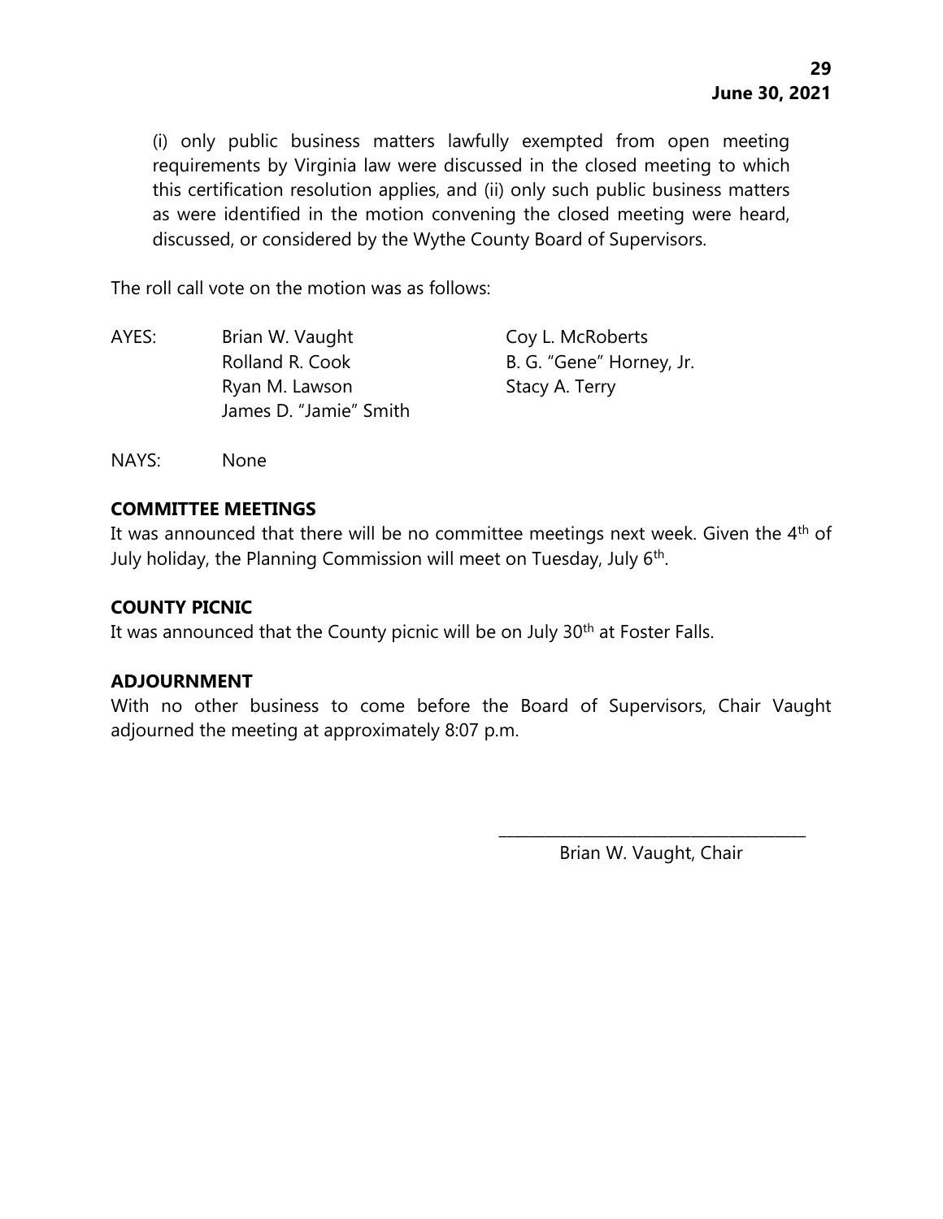(i) only public business matters lawfully exempted from open meeting requirements by Virginia law were discussed in the closed meeting to which this certification resolution applies, and (ii) only such public business matters as were identified in the motion convening the closed meeting were heard, discussed, or considered by the Wythe County Board of Supervisors.

The roll call vote on the motion was as follows:

| | | |
|---|---|---|
| AYES: | Brian W. Vaught | Coy L. McRoberts |
| | Rolland R. Cook | B. G. "Gene" Horney, Jr. |
| | Ryan M. Lawson | Stacy A. Terry |
| | James D. "Jamie" Smith | |

NAYS: None

**COMMITTEE MEETINGS**

It was announced that there will be no committee meetings next week. Given the 4th of July holiday, the Planning Commission will meet on Tuesday, July 6th.

**COUNTY PICNIC**

It was announced that the County picnic will be on July 30th at Foster Falls.

**ADJOURNMENT**

With no other business to come before the Board of Supervisors, Chair Vaught adjourned the meeting at approximately 8:07 p.m.

\_\_\_\_\_\_\_\_\_\_\_\_\_\_\_\_\_\_\_\_\_\_\_\_\_\_\_\_\_\_\_\_\_\_\_\_

Brian W. Vaught, Chair